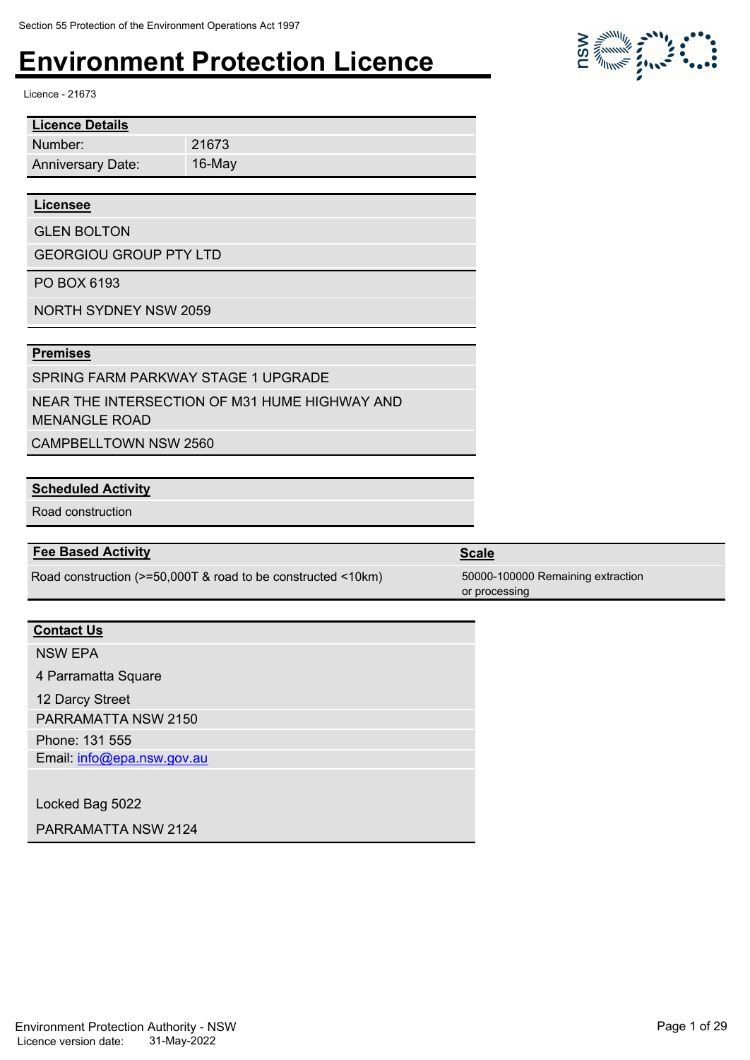Section 55 Protection of the Environment Operations Act 1997

# Environment Protection Licence

Licence - 21673

| **Licence Details** | |
|---|---|
| Number: | 21673 |
| Anniversary Date: | 16-May |

**Licensee**

GLEN BOLTON

GEORGIOU GROUP PTY LTD

PO BOX 6193

NORTH SYDNEY NSW 2059

**Premises**

SPRING FARM PARKWAY STAGE 1 UPGRADE

NEAR THE INTERSECTION OF M31 HUME HIGHWAY AND MENANGLE ROAD

CAMPBELLTOWN NSW 2560

**Scheduled Activity**

Road construction

| **Fee Based Activity** | **Scale** |
|---|---|
| Road construction (>=50,000T & road to be constructed <10km) | 50000-100000 Remaining extraction or processing |

**Contact Us**

NSW EPA

4 Parramatta Square

12 Darcy Street

PARRAMATTA NSW 2150

Phone: 131 555

Email: info@epa.nsw.gov.au

Locked Bag 5022

PARRAMATTA NSW 2124

Licence version date: 31-May-2022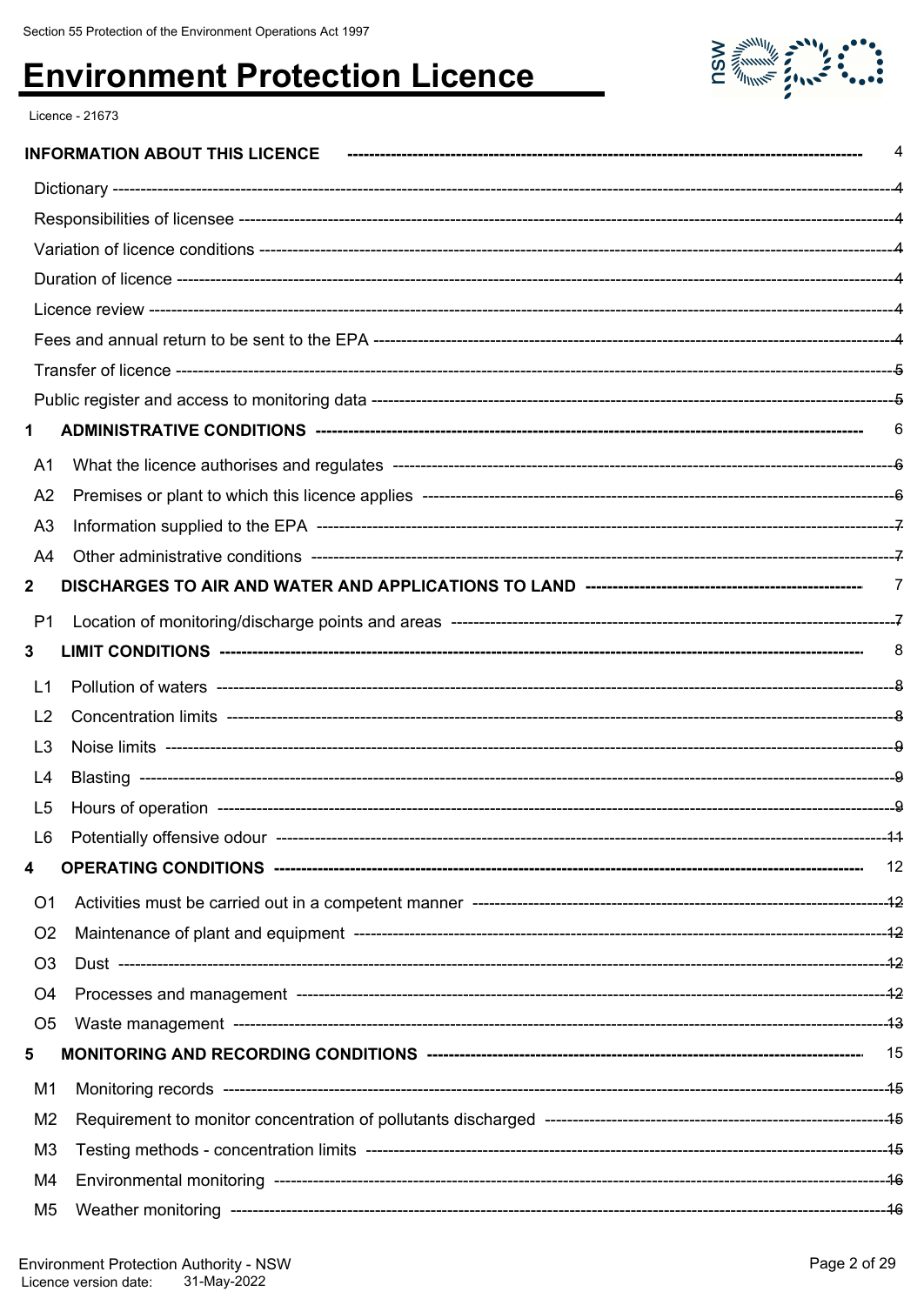Section 55 Protection of the Environment Operations Act 1997

# Environment Protection Licence

Licence - 21673

**INFORMATION ABOUT THIS LICENCE** ---------- 4

Dictionary ---------- 4
Responsibilities of licensee ---------- 4
Variation of licence conditions ---------- 4
Duration of licence ---------- 4
Licence review ---------- 4
Fees and annual return to be sent to the EPA ---------- 4
Transfer of licence ---------- 5
Public register and access to monitoring data ---------- 5

**1 ADMINISTRATIVE CONDITIONS** ---------- 6

A1 What the licence authorises and regulates ---------- 6
A2 Premises or plant to which this licence applies ---------- 6
A3 Information supplied to the EPA ---------- 7
A4 Other administrative conditions ---------- 7

**2 DISCHARGES TO AIR AND WATER AND APPLICATIONS TO LAND** ---------- 7

P1 Location of monitoring/discharge points and areas ---------- 7

**3 LIMIT CONDITIONS** ---------- 8

L1 Pollution of waters ---------- 8
L2 Concentration limits ---------- 8
L3 Noise limits ---------- 9
L4 Blasting ---------- 9
L5 Hours of operation ---------- 9
L6 Potentially offensive odour ---------- 11

**4 OPERATING CONDITIONS** ---------- 12

O1 Activities must be carried out in a competent manner ---------- 12
O2 Maintenance of plant and equipment ---------- 12
O3 Dust ---------- 12
O4 Processes and management ---------- 12
O5 Waste management ---------- 13

**5 MONITORING AND RECORDING CONDITIONS** ---------- 15

M1 Monitoring records ---------- 15
M2 Requirement to monitor concentration of pollutants discharged ---------- 15
M3 Testing methods - concentration limits ---------- 15
M4 Environmental monitoring ---------- 16
M5 Weather monitoring ---------- 16

Environment Protection Authority - NSW
Licence version date: 31-May-2022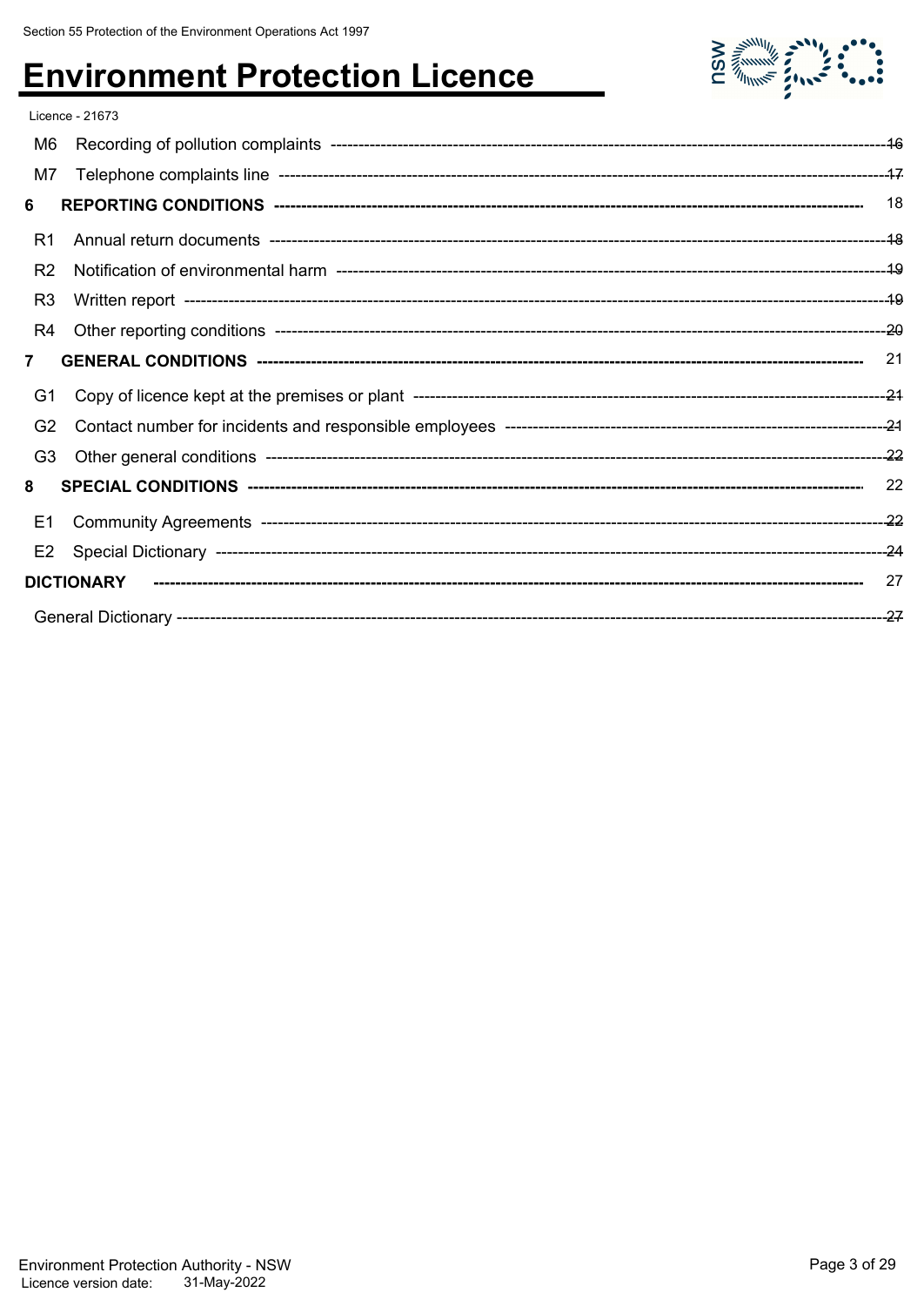| | | |
|---|---|---|
| M6 | Recording of pollution complaints | 16 |
| M7 | Telephone complaints line | 17 |
| **6** | **REPORTING CONDITIONS** | 18 |
| R1 | Annual return documents | 18 |
| R2 | Notification of environmental harm | 19 |
| R3 | Written report | 19 |
| R4 | Other reporting conditions | 20 |
| **7** | **GENERAL CONDITIONS** | 21 |
| G1 | Copy of licence kept at the premises or plant | 21 |
| G2 | Contact number for incidents and responsible employees | 21 |
| G3 | Other general conditions | 22 |
| **8** | **SPECIAL CONDITIONS** | 22 |
| E1 | Community Agreements | 22 |
| E2 | Special Dictionary | 24 |
| **DICTIONARY** | | 27 |
| General Dictionary | | 27 |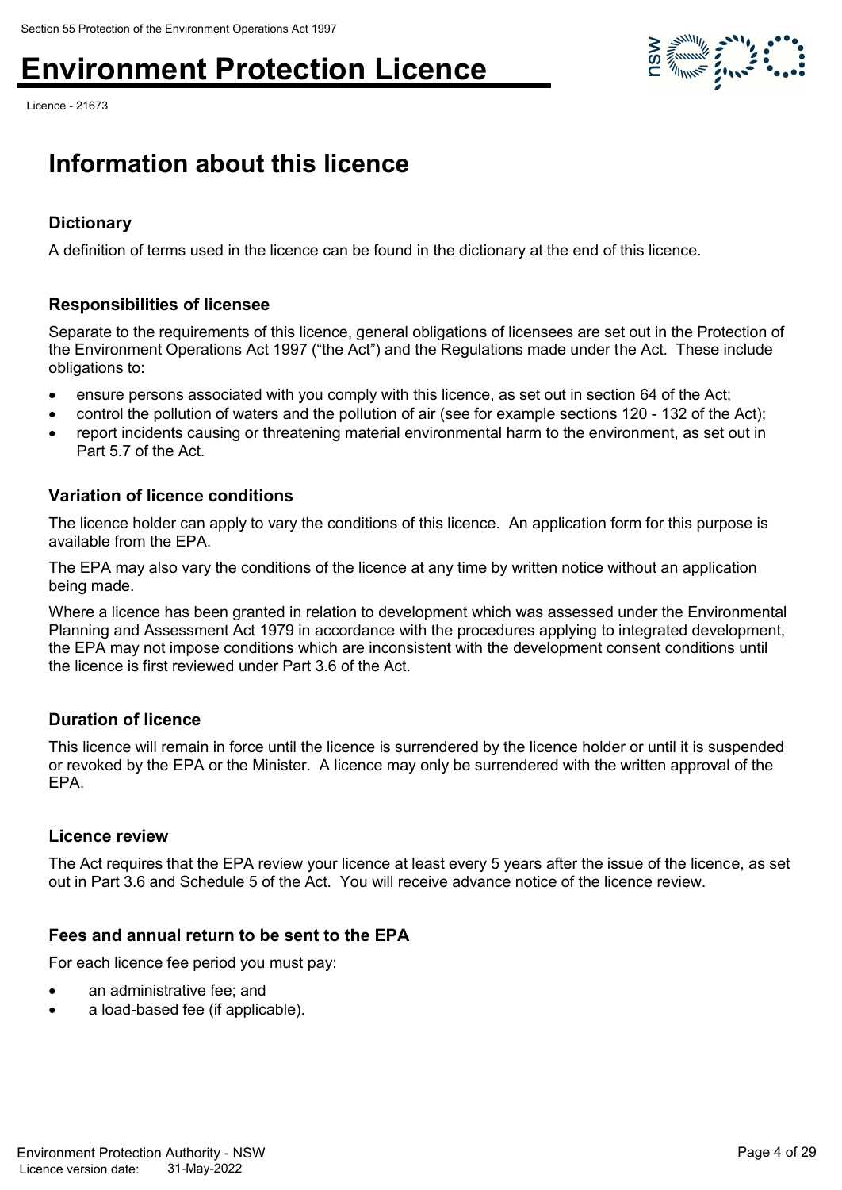# Information about this licence

### Dictionary

A definition of terms used in the licence can be found in the dictionary at the end of this licence.

### Responsibilities of licensee

Separate to the requirements of this licence, general obligations of licensees are set out in the Protection of the Environment Operations Act 1997 ("the Act") and the Regulations made under the Act. These include obligations to:

- ensure persons associated with you comply with this licence, as set out in section 64 of the Act;
- control the pollution of waters and the pollution of air (see for example sections 120 - 132 of the Act);
- report incidents causing or threatening material environmental harm to the environment, as set out in Part 5.7 of the Act.

### Variation of licence conditions

The licence holder can apply to vary the conditions of this licence. An application form for this purpose is available from the EPA.

The EPA may also vary the conditions of the licence at any time by written notice without an application being made.

Where a licence has been granted in relation to development which was assessed under the Environmental Planning and Assessment Act 1979 in accordance with the procedures applying to integrated development, the EPA may not impose conditions which are inconsistent with the development consent conditions until the licence is first reviewed under Part 3.6 of the Act.

### Duration of licence

This licence will remain in force until the licence is surrendered by the licence holder or until it is suspended or revoked by the EPA or the Minister. A licence may only be surrendered with the written approval of the EPA.

### Licence review

The Act requires that the EPA review your licence at least every 5 years after the issue of the licence, as set out in Part 3.6 and Schedule 5 of the Act. You will receive advance notice of the licence review.

### Fees and annual return to be sent to the EPA

For each licence fee period you must pay:

- an administrative fee; and
- a load-based fee (if applicable).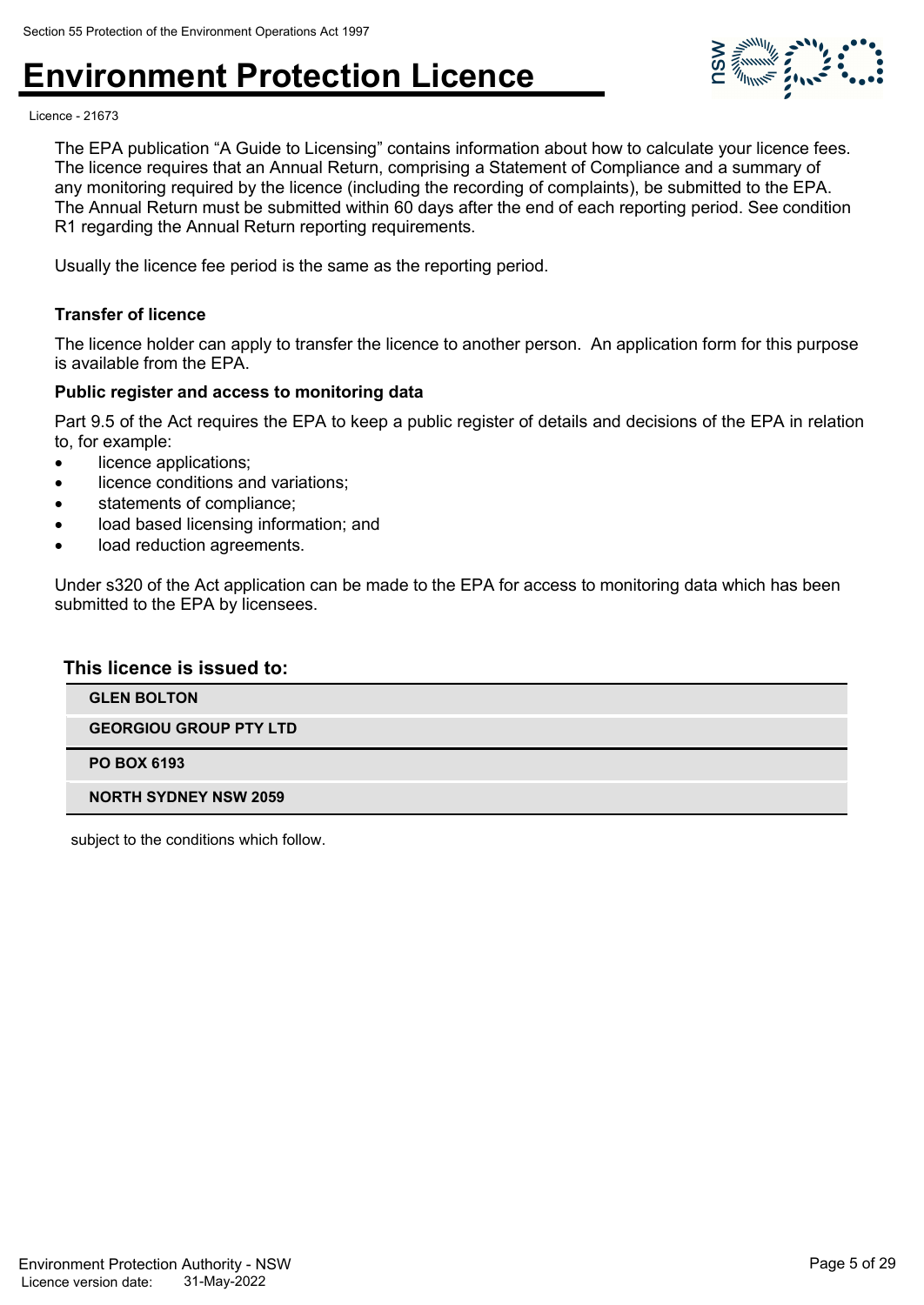The EPA publication “A Guide to Licensing” contains information about how to calculate your licence fees. The licence requires that an Annual Return, comprising a Statement of Compliance and a summary of any monitoring required by the licence (including the recording of complaints), be submitted to the EPA. The Annual Return must be submitted within 60 days after the end of each reporting period. See condition R1 regarding the Annual Return reporting requirements.

Usually the licence fee period is the same as the reporting period.

**Transfer of licence**

The licence holder can apply to transfer the licence to another person. An application form for this purpose is available from the EPA.

**Public register and access to monitoring data**

Part 9.5 of the Act requires the EPA to keep a public register of details and decisions of the EPA in relation to, for example:

- licence applications;
- licence conditions and variations;
- statements of compliance;
- load based licensing information; and
- load reduction agreements.

Under s320 of the Act application can be made to the EPA for access to monitoring data which has been submitted to the EPA by licensees.

### This licence is issued to:

| |
|---|
| **GLEN BOLTON** |
| **GEORGIOU GROUP PTY LTD** |
| **PO BOX 6193** |
| **NORTH SYDNEY NSW 2059** |

subject to the conditions which follow.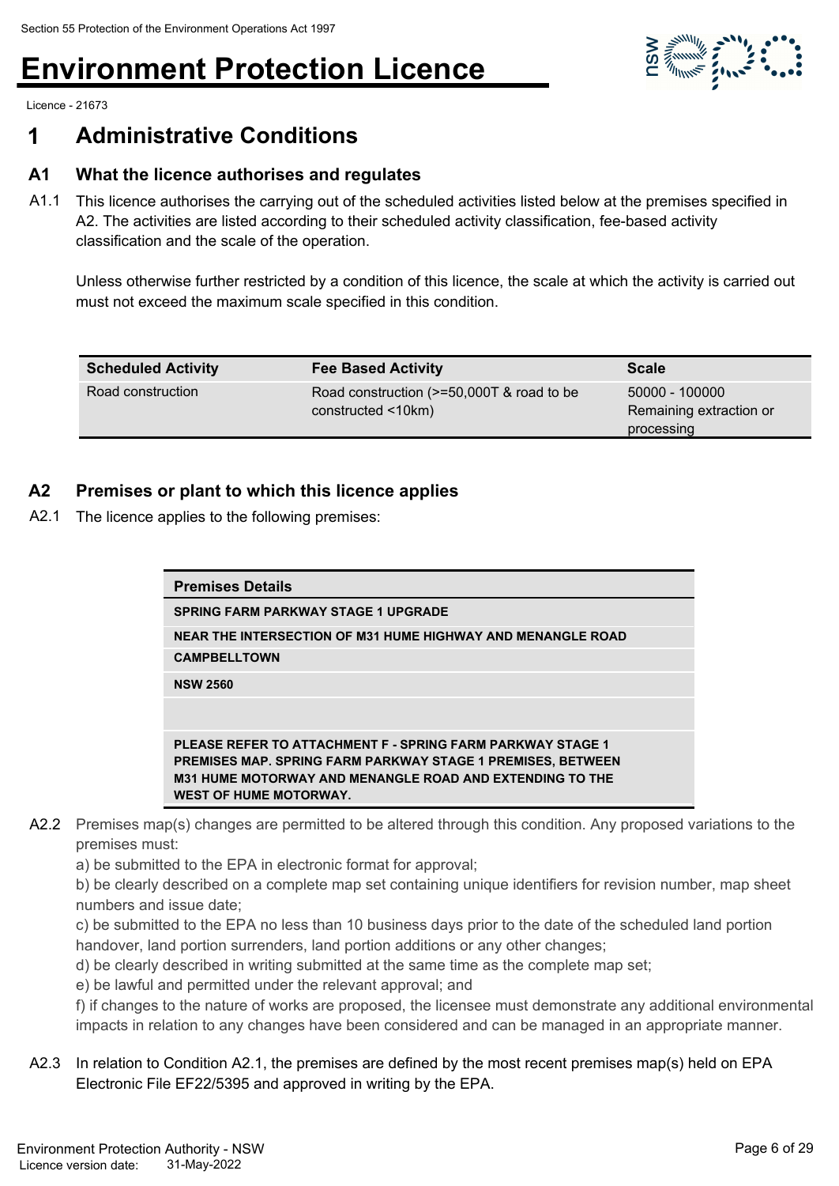Licence - 21673

# 1 Administrative Conditions

## A1 What the licence authorises and regulates

A1.1 This licence authorises the carrying out of the scheduled activities listed below at the premises specified in A2. The activities are listed according to their scheduled activity classification, fee-based activity classification and the scale of the operation.

Unless otherwise further restricted by a condition of this licence, the scale at which the activity is carried out must not exceed the maximum scale specified in this condition.

| Scheduled Activity | Fee Based Activity | Scale |
|---|---|---|
| Road construction | Road construction (>=50,000T & road to be constructed <10km) | 50000 - 100000 Remaining extraction or processing |

## A2 Premises or plant to which this licence applies

A2.1 The licence applies to the following premises:

| Premises Details |
|---|
| SPRING FARM PARKWAY STAGE 1 UPGRADE |
| NEAR THE INTERSECTION OF M31 HUME HIGHWAY AND MENANGLE ROAD |
| CAMPBELLTOWN |
| NSW 2560 |
| |
| PLEASE REFER TO ATTACHMENT F - SPRING FARM PARKWAY STAGE 1 PREMISES MAP. SPRING FARM PARKWAY STAGE 1 PREMISES, BETWEEN M31 HUME MOTORWAY AND MENANGLE ROAD AND EXTENDING TO THE WEST OF HUME MOTORWAY. |

A2.2 Premises map(s) changes are permitted to be altered through this condition. Any proposed variations to the premises must:

a) be submitted to the EPA in electronic format for approval;

b) be clearly described on a complete map set containing unique identifiers for revision number, map sheet numbers and issue date;

c) be submitted to the EPA no less than 10 business days prior to the date of the scheduled land portion handover, land portion surrenders, land portion additions or any other changes;

d) be clearly described in writing submitted at the same time as the complete map set;

e) be lawful and permitted under the relevant approval; and

f) if changes to the nature of works are proposed, the licensee must demonstrate any additional environmental impacts in relation to any changes have been considered and can be managed in an appropriate manner.

A2.3 In relation to Condition A2.1, the premises are defined by the most recent premises map(s) held on EPA Electronic File EF22/5395 and approved in writing by the EPA.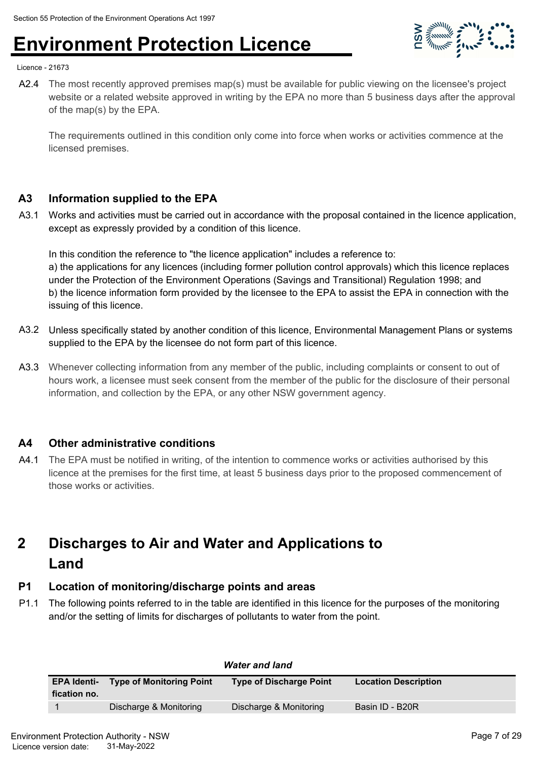A2.4 The most recently approved premises map(s) must be available for public viewing on the licensee's project website or a related website approved in writing by the EPA no more than 5 business days after the approval of the map(s) by the EPA.

The requirements outlined in this condition only come into force when works or activities commence at the licensed premises.

### A3 Information supplied to the EPA

A3.1 Works and activities must be carried out in accordance with the proposal contained in the licence application, except as expressly provided by a condition of this licence.

In this condition the reference to "the licence application" includes a reference to:
a) the applications for any licences (including former pollution control approvals) which this licence replaces under the Protection of the Environment Operations (Savings and Transitional) Regulation 1998; and
b) the licence information form provided by the licensee to the EPA to assist the EPA in connection with the issuing of this licence.

A3.2 Unless specifically stated by another condition of this licence, Environmental Management Plans or systems supplied to the EPA by the licensee do not form part of this licence.

A3.3 Whenever collecting information from any member of the public, including complaints or consent to out of hours work, a licensee must seek consent from the member of the public for the disclosure of their personal information, and collection by the EPA, or any other NSW government agency.

### A4 Other administrative conditions

A4.1 The EPA must be notified in writing, of the intention to commence works or activities authorised by this licence at the premises for the first time, at least 5 business days prior to the proposed commencement of those works or activities.

## 2 Discharges to Air and Water and Applications to Land

### P1 Location of monitoring/discharge points and areas

P1.1 The following points referred to in the table are identified in this licence for the purposes of the monitoring and/or the setting of limits for discharges of pollutants to water from the point.

***Water and land***

| EPA Identification no. | Type of Monitoring Point | Type of Discharge Point | Location Description |
|---|---|---|---|
| 1 | Discharge & Monitoring | Discharge & Monitoring | Basin ID - B20R |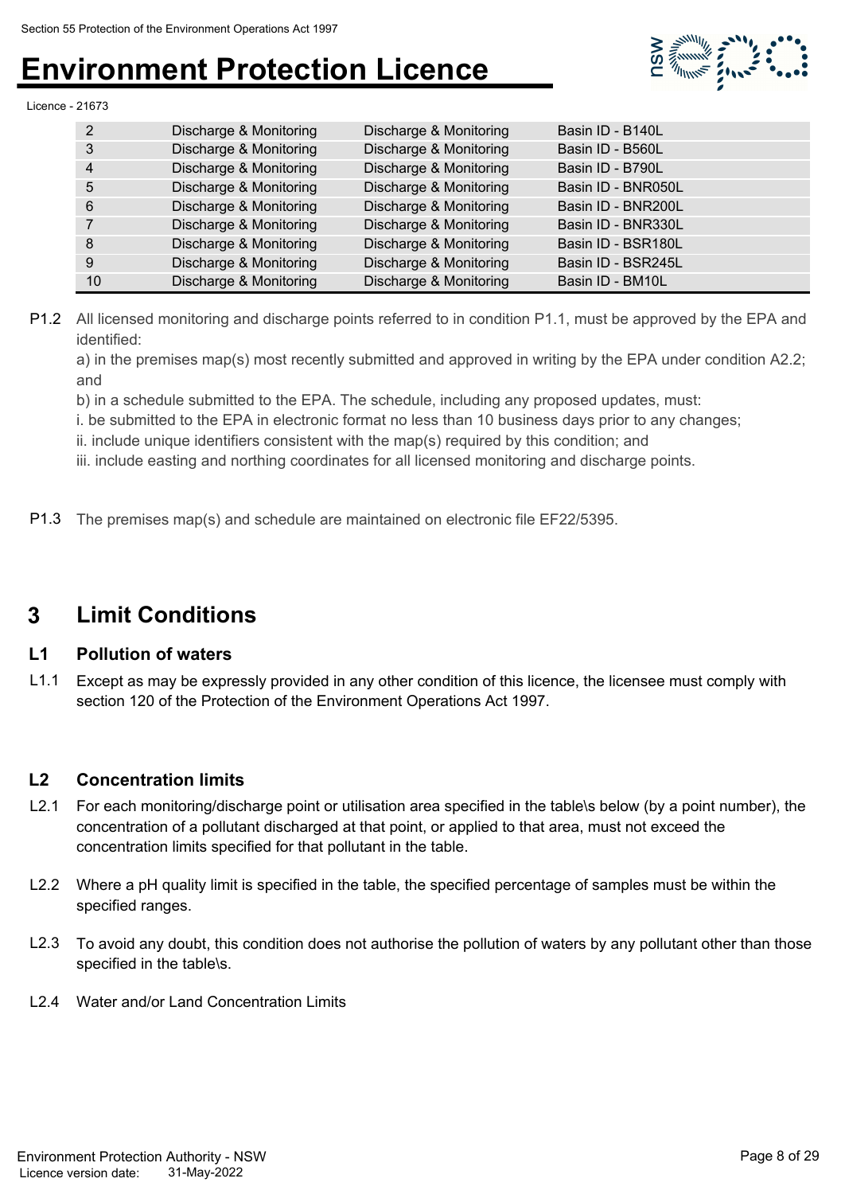| | | | |
|---|---|---|---|
| 2 | Discharge & Monitoring | Discharge & Monitoring | Basin ID - B140L |
| 3 | Discharge & Monitoring | Discharge & Monitoring | Basin ID - B560L |
| 4 | Discharge & Monitoring | Discharge & Monitoring | Basin ID - B790L |
| 5 | Discharge & Monitoring | Discharge & Monitoring | Basin ID - BNR050L |
| 6 | Discharge & Monitoring | Discharge & Monitoring | Basin ID - BNR200L |
| 7 | Discharge & Monitoring | Discharge & Monitoring | Basin ID - BNR330L |
| 8 | Discharge & Monitoring | Discharge & Monitoring | Basin ID - BSR180L |
| 9 | Discharge & Monitoring | Discharge & Monitoring | Basin ID - BSR245L |
| 10 | Discharge & Monitoring | Discharge & Monitoring | Basin ID - BM10L |

P1.2 All licensed monitoring and discharge points referred to in condition P1.1, must be approved by the EPA and identified:

a) in the premises map(s) most recently submitted and approved in writing by the EPA under condition A2.2; and

b) in a schedule submitted to the EPA. The schedule, including any proposed updates, must:

i. be submitted to the EPA in electronic format no less than 10 business days prior to any changes;

ii. include unique identifiers consistent with the map(s) required by this condition; and

iii. include easting and northing coordinates for all licensed monitoring and discharge points.

P1.3 The premises map(s) and schedule are maintained on electronic file EF22/5395.

# 3 Limit Conditions

## L1 Pollution of waters

L1.1 Except as may be expressly provided in any other condition of this licence, the licensee must comply with section 120 of the Protection of the Environment Operations Act 1997.

## L2 Concentration limits

L2.1 For each monitoring/discharge point or utilisation area specified in the table\s below (by a point number), the concentration of a pollutant discharged at that point, or applied to that area, must not exceed the concentration limits specified for that pollutant in the table.

L2.2 Where a pH quality limit is specified in the table, the specified percentage of samples must be within the specified ranges.

L2.3 To avoid any doubt, this condition does not authorise the pollution of waters by any pollutant other than those specified in the table\s.

L2.4 Water and/or Land Concentration Limits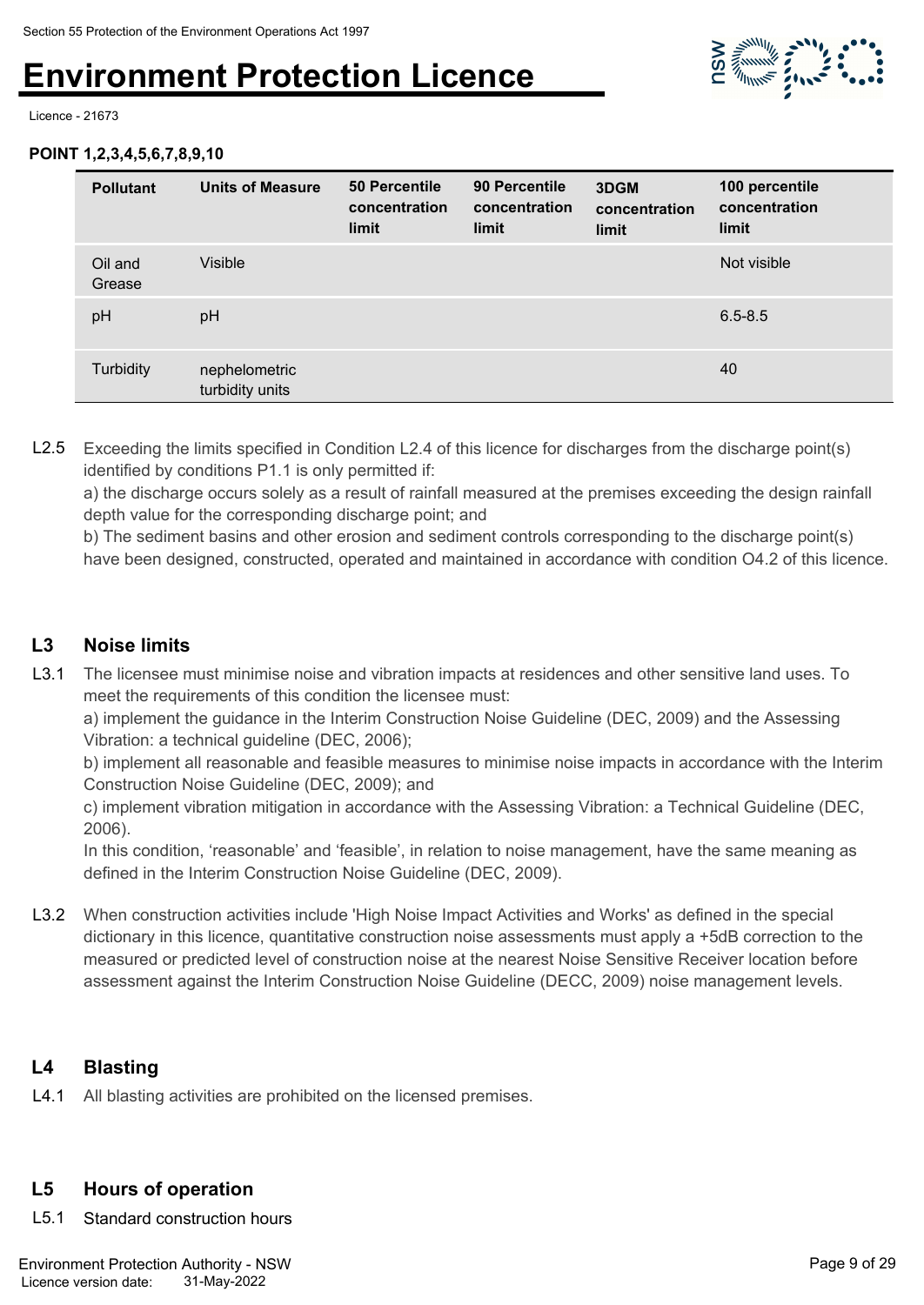**POINT 1,2,3,4,5,6,7,8,9,10**

| Pollutant | Units of Measure | 50 Percentile concentration limit | 90 Percentile concentration limit | 3DGM concentration limit | 100 percentile concentration limit |
|---|---|---|---|---|---|
| Oil and Grease | Visible | | | | Not visible |
| pH | pH | | | | 6.5-8.5 |
| Turbidity | nephelometric turbidity units | | | | 40 |

L2.5 Exceeding the limits specified in Condition L2.4 of this licence for discharges from the discharge point(s) identified by conditions P1.1 is only permitted if:
a) the discharge occurs solely as a result of rainfall measured at the premises exceeding the design rainfall depth value for the corresponding discharge point; and
b) The sediment basins and other erosion and sediment controls corresponding to the discharge point(s) have been designed, constructed, operated and maintained in accordance with condition O4.2 of this licence.

## L3 Noise limits

L3.1 The licensee must minimise noise and vibration impacts at residences and other sensitive land uses. To meet the requirements of this condition the licensee must:
a) implement the guidance in the Interim Construction Noise Guideline (DEC, 2009) and the Assessing Vibration: a technical guideline (DEC, 2006);
b) implement all reasonable and feasible measures to minimise noise impacts in accordance with the Interim Construction Noise Guideline (DEC, 2009); and
c) implement vibration mitigation in accordance with the Assessing Vibration: a Technical Guideline (DEC, 2006).
In this condition, 'reasonable' and 'feasible', in relation to noise management, have the same meaning as defined in the Interim Construction Noise Guideline (DEC, 2009).

L3.2 When construction activities include 'High Noise Impact Activities and Works' as defined in the special dictionary in this licence, quantitative construction noise assessments must apply a +5dB correction to the measured or predicted level of construction noise at the nearest Noise Sensitive Receiver location before assessment against the Interim Construction Noise Guideline (DECC, 2009) noise management levels.

## L4 Blasting

L4.1 All blasting activities are prohibited on the licensed premises.

## L5 Hours of operation

L5.1 Standard construction hours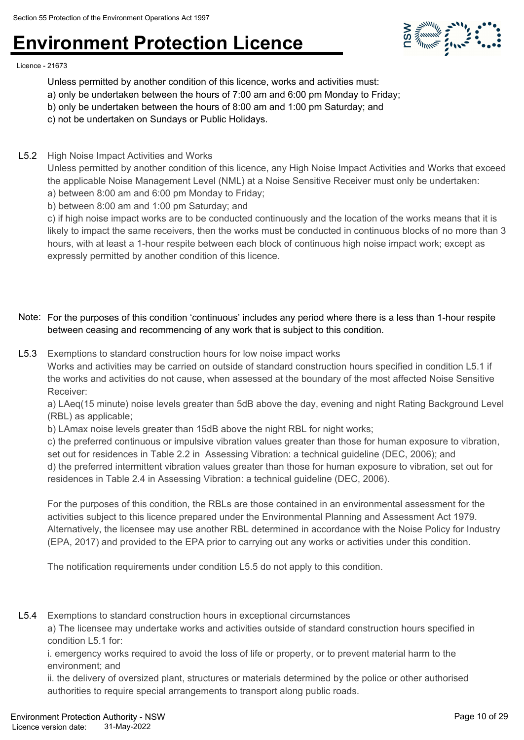Unless permitted by another condition of this licence, works and activities must:

a) only be undertaken between the hours of 7:00 am and 6:00 pm Monday to Friday;

b) only be undertaken between the hours of 8:00 am and 1:00 pm Saturday; and

c) not be undertaken on Sundays or Public Holidays.

L5.2 High Noise Impact Activities and Works

Unless permitted by another condition of this licence, any High Noise Impact Activities and Works that exceed the applicable Noise Management Level (NML) at a Noise Sensitive Receiver must only be undertaken:

a) between 8:00 am and 6:00 pm Monday to Friday;

b) between 8:00 am and 1:00 pm Saturday; and

c) if high noise impact works are to be conducted continuously and the location of the works means that it is likely to impact the same receivers, then the works must be conducted in continuous blocks of no more than 3 hours, with at least a 1-hour respite between each block of continuous high noise impact work; except as expressly permitted by another condition of this licence.

Note: For the purposes of this condition 'continuous' includes any period where there is a less than 1-hour respite between ceasing and recommencing of any work that is subject to this condition.

L5.3 Exemptions to standard construction hours for low noise impact works

Works and activities may be carried on outside of standard construction hours specified in condition L5.1 if the works and activities do not cause, when assessed at the boundary of the most affected Noise Sensitive Receiver:

a) LAeq(15 minute) noise levels greater than 5dB above the day, evening and night Rating Background Level (RBL) as applicable;

b) LAmax noise levels greater than 15dB above the night RBL for night works;

c) the preferred continuous or impulsive vibration values greater than those for human exposure to vibration, set out for residences in Table 2.2 in Assessing Vibration: a technical guideline (DEC, 2006); and

d) the preferred intermittent vibration values greater than those for human exposure to vibration, set out for residences in Table 2.4 in Assessing Vibration: a technical guideline (DEC, 2006).

For the purposes of this condition, the RBLs are those contained in an environmental assessment for the activities subject to this licence prepared under the Environmental Planning and Assessment Act 1979. Alternatively, the licensee may use another RBL determined in accordance with the Noise Policy for Industry (EPA, 2017) and provided to the EPA prior to carrying out any works or activities under this condition.

The notification requirements under condition L5.5 do not apply to this condition.

L5.4 Exemptions to standard construction hours in exceptional circumstances

a) The licensee may undertake works and activities outside of standard construction hours specified in condition L5.1 for:

i. emergency works required to avoid the loss of life or property, or to prevent material harm to the environment; and

ii. the delivery of oversized plant, structures or materials determined by the police or other authorised authorities to require special arrangements to transport along public roads.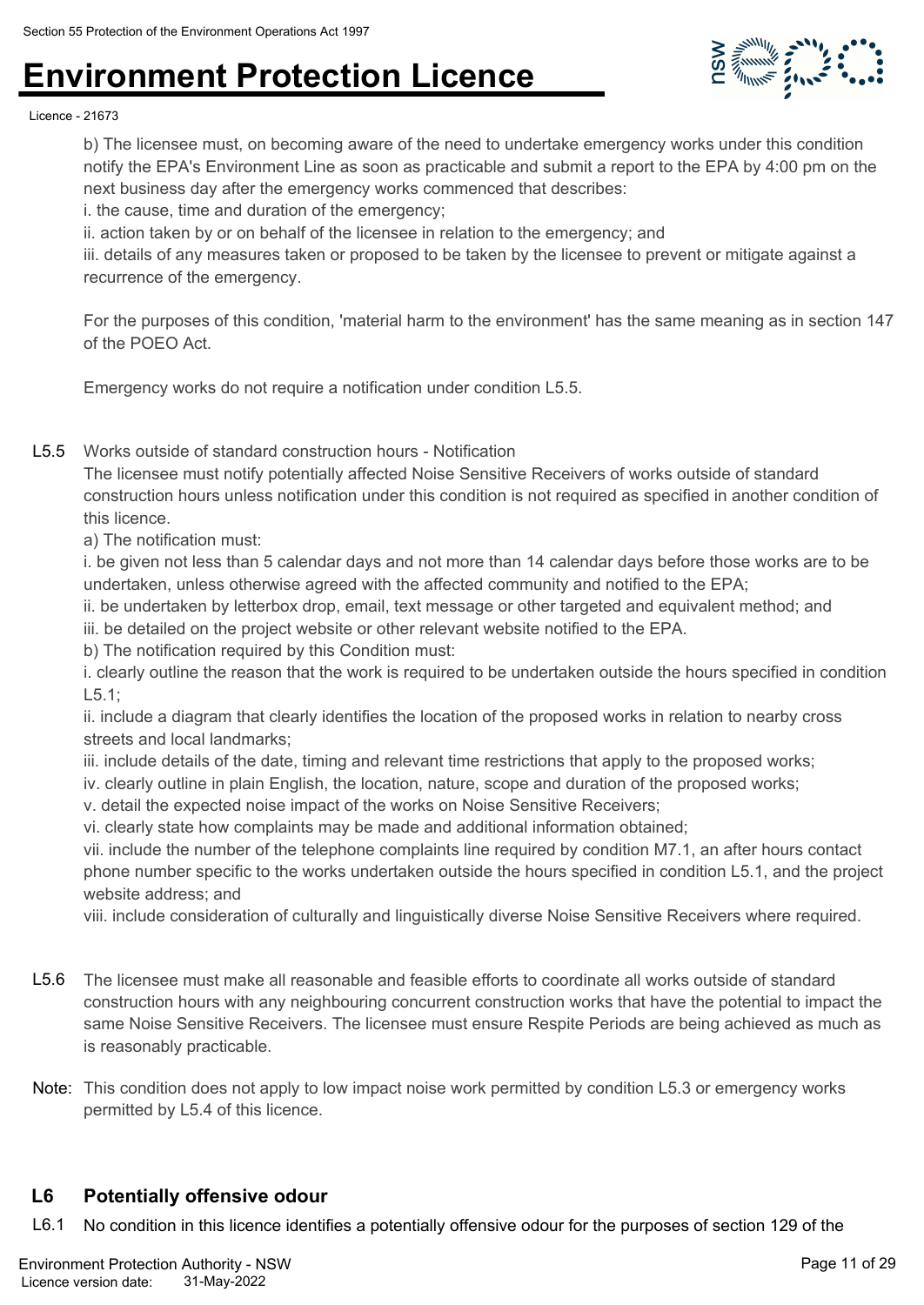b) The licensee must, on becoming aware of the need to undertake emergency works under this condition notify the EPA's Environment Line as soon as practicable and submit a report to the EPA by 4:00 pm on the next business day after the emergency works commenced that describes:

i. the cause, time and duration of the emergency;

ii. action taken by or on behalf of the licensee in relation to the emergency; and

iii. details of any measures taken or proposed to be taken by the licensee to prevent or mitigate against a recurrence of the emergency.

For the purposes of this condition, 'material harm to the environment' has the same meaning as in section 147 of the POEO Act.

Emergency works do not require a notification under condition L5.5.

L5.5 Works outside of standard construction hours - Notification

The licensee must notify potentially affected Noise Sensitive Receivers of works outside of standard construction hours unless notification under this condition is not required as specified in another condition of this licence.

a) The notification must:

i. be given not less than 5 calendar days and not more than 14 calendar days before those works are to be undertaken, unless otherwise agreed with the affected community and notified to the EPA;

ii. be undertaken by letterbox drop, email, text message or other targeted and equivalent method; and

iii. be detailed on the project website or other relevant website notified to the EPA.

b) The notification required by this Condition must:

i. clearly outline the reason that the work is required to be undertaken outside the hours specified in condition L5.1;

ii. include a diagram that clearly identifies the location of the proposed works in relation to nearby cross streets and local landmarks;

iii. include details of the date, timing and relevant time restrictions that apply to the proposed works;

iv. clearly outline in plain English, the location, nature, scope and duration of the proposed works;

v. detail the expected noise impact of the works on Noise Sensitive Receivers;

vi. clearly state how complaints may be made and additional information obtained;

vii. include the number of the telephone complaints line required by condition M7.1, an after hours contact phone number specific to the works undertaken outside the hours specified in condition L5.1, and the project website address; and

viii. include consideration of culturally and linguistically diverse Noise Sensitive Receivers where required.

L5.6 The licensee must make all reasonable and feasible efforts to coordinate all works outside of standard construction hours with any neighbouring concurrent construction works that have the potential to impact the same Noise Sensitive Receivers. The licensee must ensure Respite Periods are being achieved as much as is reasonably practicable.

Note: This condition does not apply to low impact noise work permitted by condition L5.3 or emergency works permitted by L5.4 of this licence.

## L6 Potentially offensive odour

L6.1 No condition in this licence identifies a potentially offensive odour for the purposes of section 129 of the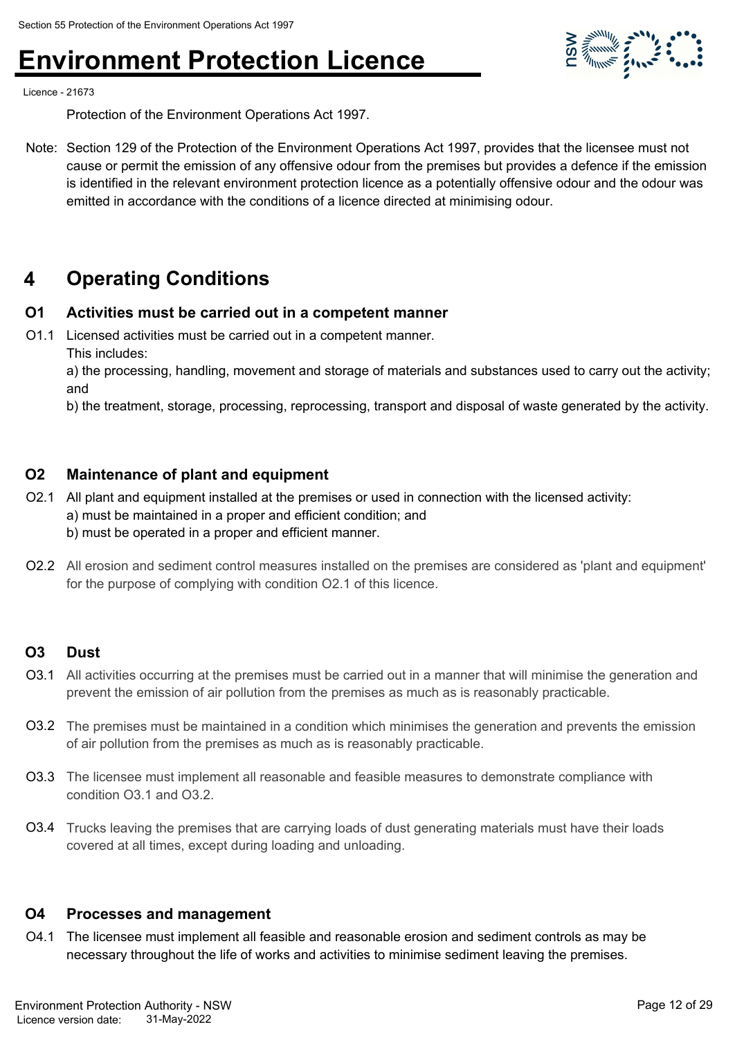Protection of the Environment Operations Act 1997.

Note: Section 129 of the Protection of the Environment Operations Act 1997, provides that the licensee must not cause or permit the emission of any offensive odour from the premises but provides a defence if the emission is identified in the relevant environment protection licence as a potentially offensive odour and the odour was emitted in accordance with the conditions of a licence directed at minimising odour.

# 4 Operating Conditions

## O1 Activities must be carried out in a competent manner

O1.1 Licensed activities must be carried out in a competent manner.
This includes:
a) the processing, handling, movement and storage of materials and substances used to carry out the activity; and
b) the treatment, storage, processing, reprocessing, transport and disposal of waste generated by the activity.

## O2 Maintenance of plant and equipment

O2.1 All plant and equipment installed at the premises or used in connection with the licensed activity:
a) must be maintained in a proper and efficient condition; and
b) must be operated in a proper and efficient manner.

O2.2 All erosion and sediment control measures installed on the premises are considered as 'plant and equipment' for the purpose of complying with condition O2.1 of this licence.

## O3 Dust

O3.1 All activities occurring at the premises must be carried out in a manner that will minimise the generation and prevent the emission of air pollution from the premises as much as is reasonably practicable.

O3.2 The premises must be maintained in a condition which minimises the generation and prevents the emission of air pollution from the premises as much as is reasonably practicable.

O3.3 The licensee must implement all reasonable and feasible measures to demonstrate compliance with condition O3.1 and O3.2.

O3.4 Trucks leaving the premises that are carrying loads of dust generating materials must have their loads covered at all times, except during loading and unloading.

## O4 Processes and management

O4.1 The licensee must implement all feasible and reasonable erosion and sediment controls as may be necessary throughout the life of works and activities to minimise sediment leaving the premises.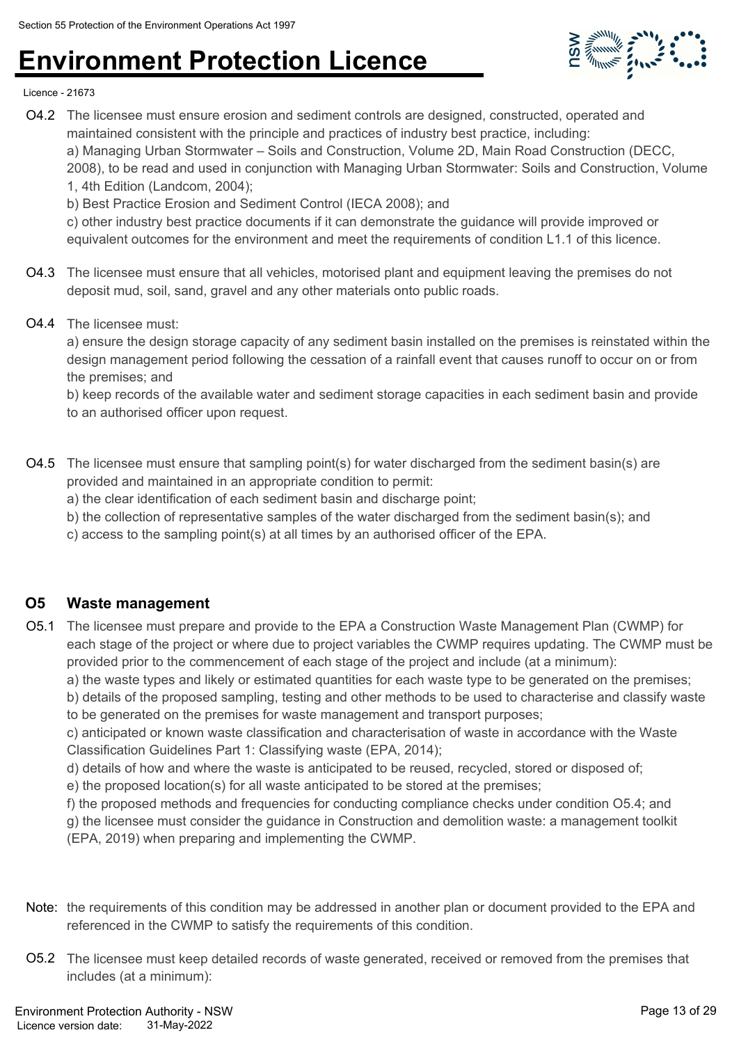O4.2 The licensee must ensure erosion and sediment controls are designed, constructed, operated and maintained consistent with the principle and practices of industry best practice, including:

a) Managing Urban Stormwater – Soils and Construction, Volume 2D, Main Road Construction (DECC, 2008), to be read and used in conjunction with Managing Urban Stormwater: Soils and Construction, Volume 1, 4th Edition (Landcom, 2004);

b) Best Practice Erosion and Sediment Control (IECA 2008); and

c) other industry best practice documents if it can demonstrate the guidance will provide improved or equivalent outcomes for the environment and meet the requirements of condition L1.1 of this licence.

O4.3 The licensee must ensure that all vehicles, motorised plant and equipment leaving the premises do not deposit mud, soil, sand, gravel and any other materials onto public roads.

O4.4 The licensee must:

a) ensure the design storage capacity of any sediment basin installed on the premises is reinstated within the design management period following the cessation of a rainfall event that causes runoff to occur on or from the premises; and

b) keep records of the available water and sediment storage capacities in each sediment basin and provide to an authorised officer upon request.

O4.5 The licensee must ensure that sampling point(s) for water discharged from the sediment basin(s) are provided and maintained in an appropriate condition to permit:

a) the clear identification of each sediment basin and discharge point;

b) the collection of representative samples of the water discharged from the sediment basin(s); and

c) access to the sampling point(s) at all times by an authorised officer of the EPA.

## O5 Waste management

O5.1 The licensee must prepare and provide to the EPA a Construction Waste Management Plan (CWMP) for each stage of the project or where due to project variables the CWMP requires updating. The CWMP must be provided prior to the commencement of each stage of the project and include (at a minimum):

a) the waste types and likely or estimated quantities for each waste type to be generated on the premises;

b) details of the proposed sampling, testing and other methods to be used to characterise and classify waste to be generated on the premises for waste management and transport purposes;

c) anticipated or known waste classification and characterisation of waste in accordance with the Waste Classification Guidelines Part 1: Classifying waste (EPA, 2014);

d) details of how and where the waste is anticipated to be reused, recycled, stored or disposed of;

e) the proposed location(s) for all waste anticipated to be stored at the premises;

f) the proposed methods and frequencies for conducting compliance checks under condition O5.4; and

g) the licensee must consider the guidance in Construction and demolition waste: a management toolkit (EPA, 2019) when preparing and implementing the CWMP.

Note: the requirements of this condition may be addressed in another plan or document provided to the EPA and referenced in the CWMP to satisfy the requirements of this condition.

O5.2 The licensee must keep detailed records of waste generated, received or removed from the premises that includes (at a minimum):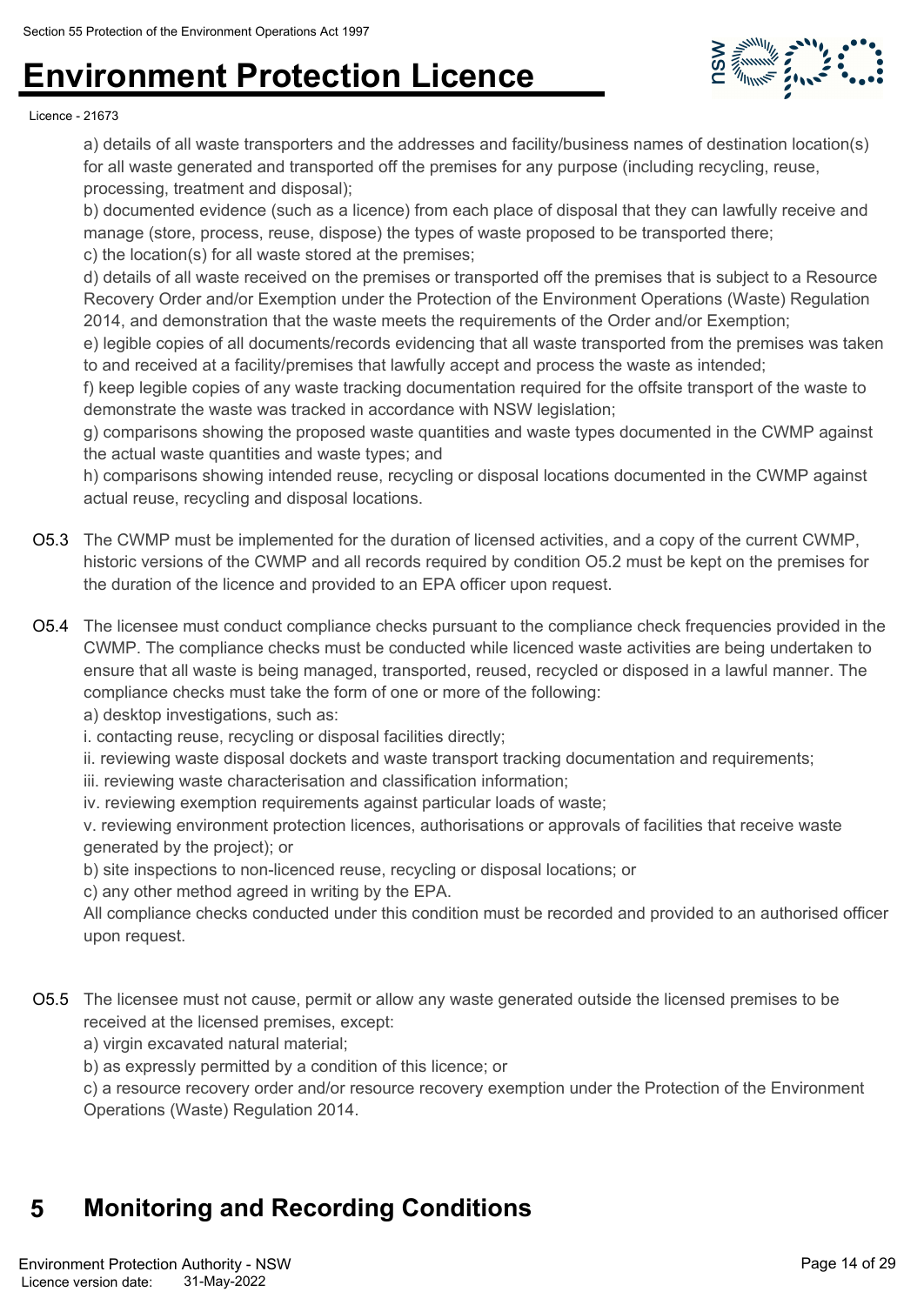a) details of all waste transporters and the addresses and facility/business names of destination location(s) for all waste generated and transported off the premises for any purpose (including recycling, reuse, processing, treatment and disposal);

b) documented evidence (such as a licence) from each place of disposal that they can lawfully receive and manage (store, process, reuse, dispose) the types of waste proposed to be transported there;

c) the location(s) for all waste stored at the premises;

d) details of all waste received on the premises or transported off the premises that is subject to a Resource Recovery Order and/or Exemption under the Protection of the Environment Operations (Waste) Regulation 2014, and demonstration that the waste meets the requirements of the Order and/or Exemption;

e) legible copies of all documents/records evidencing that all waste transported from the premises was taken to and received at a facility/premises that lawfully accept and process the waste as intended;

f) keep legible copies of any waste tracking documentation required for the offsite transport of the waste to demonstrate the waste was tracked in accordance with NSW legislation;

g) comparisons showing the proposed waste quantities and waste types documented in the CWMP against the actual waste quantities and waste types; and

h) comparisons showing intended reuse, recycling or disposal locations documented in the CWMP against actual reuse, recycling and disposal locations.

O5.3 The CWMP must be implemented for the duration of licensed activities, and a copy of the current CWMP, historic versions of the CWMP and all records required by condition O5.2 must be kept on the premises for the duration of the licence and provided to an EPA officer upon request.

O5.4 The licensee must conduct compliance checks pursuant to the compliance check frequencies provided in the CWMP. The compliance checks must be conducted while licenced waste activities are being undertaken to ensure that all waste is being managed, transported, reused, recycled or disposed in a lawful manner. The compliance checks must take the form of one or more of the following:

a) desktop investigations, such as:

i. contacting reuse, recycling or disposal facilities directly;

ii. reviewing waste disposal dockets and waste transport tracking documentation and requirements;

iii. reviewing waste characterisation and classification information;

iv. reviewing exemption requirements against particular loads of waste;

v. reviewing environment protection licences, authorisations or approvals of facilities that receive waste generated by the project); or

b) site inspections to non-licenced reuse, recycling or disposal locations; or

c) any other method agreed in writing by the EPA.

All compliance checks conducted under this condition must be recorded and provided to an authorised officer upon request.

O5.5 The licensee must not cause, permit or allow any waste generated outside the licensed premises to be received at the licensed premises, except:

a) virgin excavated natural material;

b) as expressly permitted by a condition of this licence; or

c) a resource recovery order and/or resource recovery exemption under the Protection of the Environment Operations (Waste) Regulation 2014.

# 5 Monitoring and Recording Conditions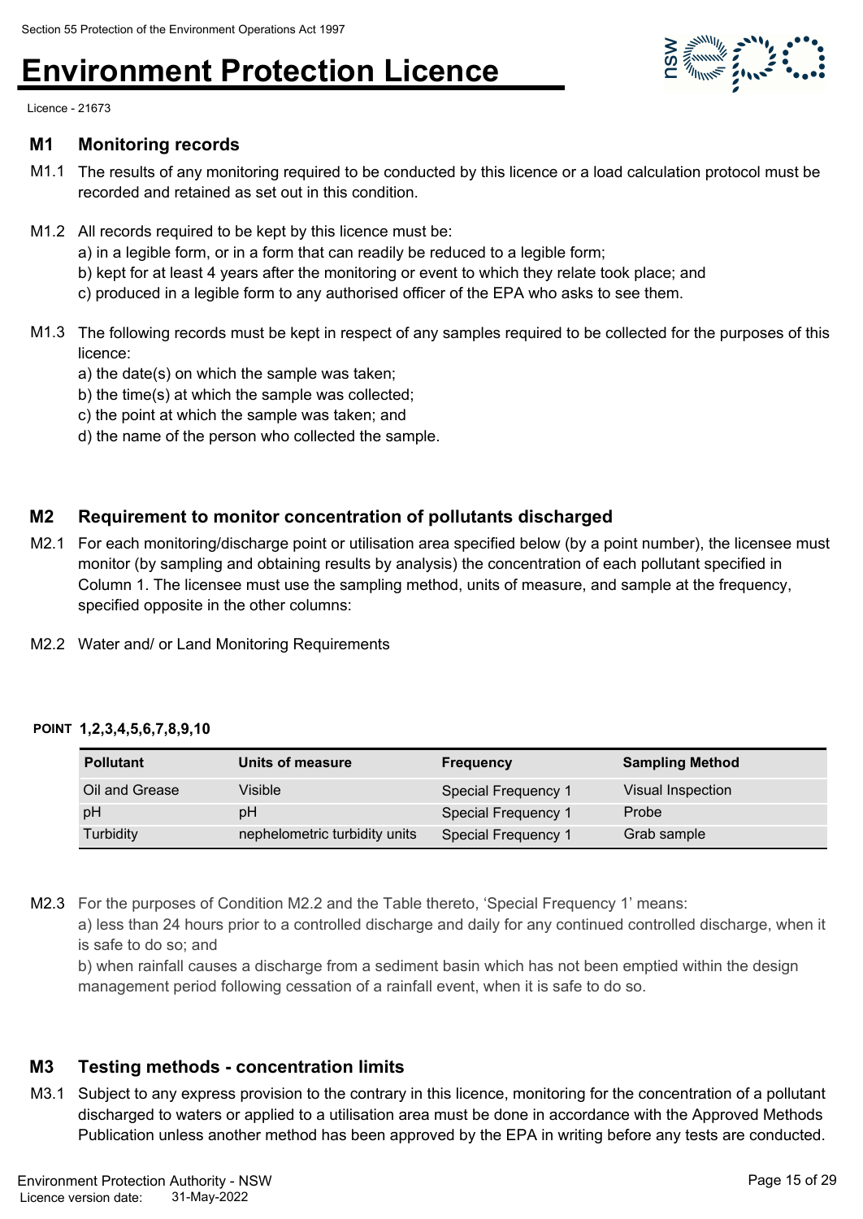## M1 Monitoring records

M1.1 The results of any monitoring required to be conducted by this licence or a load calculation protocol must be recorded and retained as set out in this condition.

M1.2 All records required to be kept by this licence must be:
a) in a legible form, or in a form that can readily be reduced to a legible form;
b) kept for at least 4 years after the monitoring or event to which they relate took place; and
c) produced in a legible form to any authorised officer of the EPA who asks to see them.

M1.3 The following records must be kept in respect of any samples required to be collected for the purposes of this licence:
a) the date(s) on which the sample was taken;
b) the time(s) at which the sample was collected;
c) the point at which the sample was taken; and
d) the name of the person who collected the sample.

## M2 Requirement to monitor concentration of pollutants discharged

M2.1 For each monitoring/discharge point or utilisation area specified below (by a point number), the licensee must monitor (by sampling and obtaining results by analysis) the concentration of each pollutant specified in Column 1. The licensee must use the sampling method, units of measure, and sample at the frequency, specified opposite in the other columns:

M2.2 Water and/ or Land Monitoring Requirements

**POINT 1,2,3,4,5,6,7,8,9,10**

| Pollutant | Units of measure | Frequency | Sampling Method |
|---|---|---|---|
| Oil and Grease | Visible | Special Frequency 1 | Visual Inspection |
| pH | pH | Special Frequency 1 | Probe |
| Turbidity | nephelometric turbidity units | Special Frequency 1 | Grab sample |

M2.3 For the purposes of Condition M2.2 and the Table thereto, 'Special Frequency 1' means:
a) less than 24 hours prior to a controlled discharge and daily for any continued controlled discharge, when it is safe to do so; and
b) when rainfall causes a discharge from a sediment basin which has not been emptied within the design management period following cessation of a rainfall event, when it is safe to do so.

## M3 Testing methods - concentration limits

M3.1 Subject to any express provision to the contrary in this licence, monitoring for the concentration of a pollutant discharged to waters or applied to a utilisation area must be done in accordance with the Approved Methods Publication unless another method has been approved by the EPA in writing before any tests are conducted.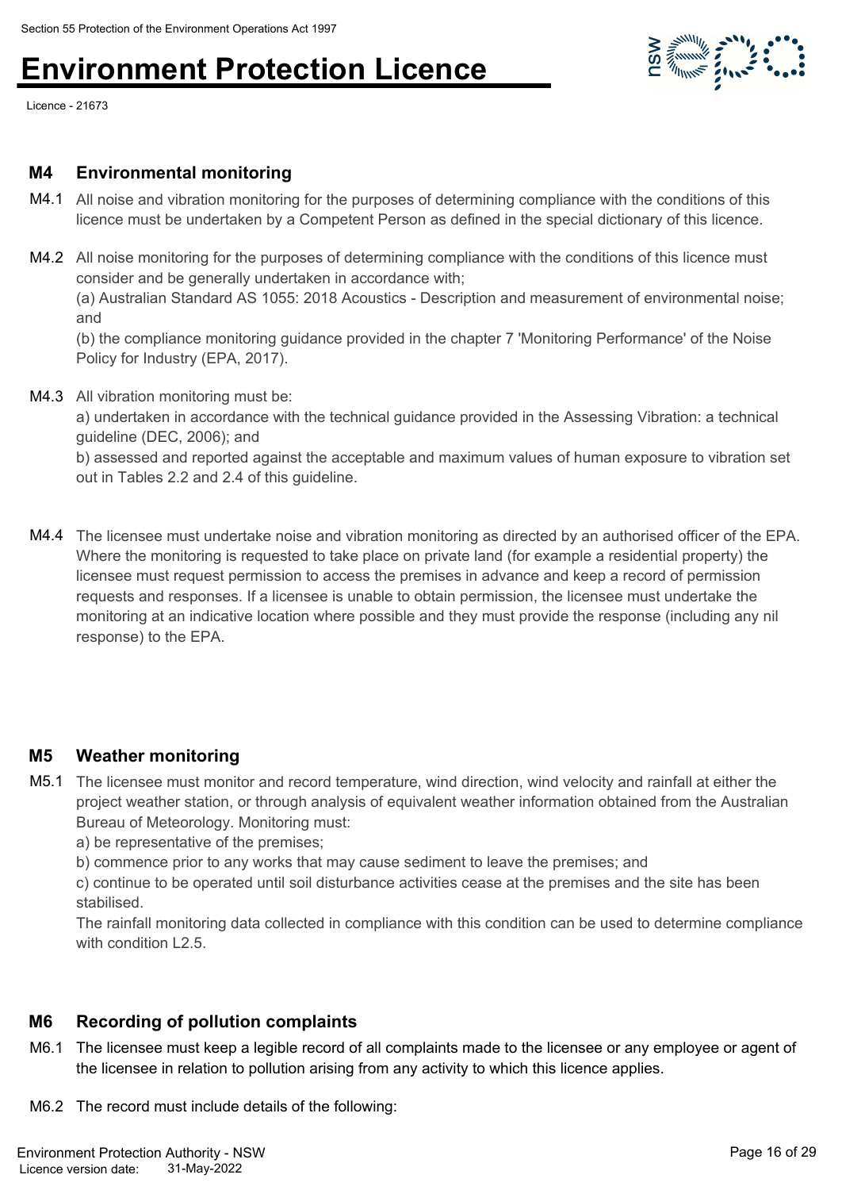## M4 Environmental monitoring

M4.1 All noise and vibration monitoring for the purposes of determining compliance with the conditions of this licence must be undertaken by a Competent Person as defined in the special dictionary of this licence.

M4.2 All noise monitoring for the purposes of determining compliance with the conditions of this licence must consider and be generally undertaken in accordance with;
(a) Australian Standard AS 1055: 2018 Acoustics - Description and measurement of environmental noise; and
(b) the compliance monitoring guidance provided in the chapter 7 'Monitoring Performance' of the Noise Policy for Industry (EPA, 2017).

M4.3 All vibration monitoring must be:
a) undertaken in accordance with the technical guidance provided in the Assessing Vibration: a technical guideline (DEC, 2006); and
b) assessed and reported against the acceptable and maximum values of human exposure to vibration set out in Tables 2.2 and 2.4 of this guideline.

M4.4 The licensee must undertake noise and vibration monitoring as directed by an authorised officer of the EPA. Where the monitoring is requested to take place on private land (for example a residential property) the licensee must request permission to access the premises in advance and keep a record of permission requests and responses. If a licensee is unable to obtain permission, the licensee must undertake the monitoring at an indicative location where possible and they must provide the response (including any nil response) to the EPA.

## M5 Weather monitoring

M5.1 The licensee must monitor and record temperature, wind direction, wind velocity and rainfall at either the project weather station, or through analysis of equivalent weather information obtained from the Australian Bureau of Meteorology. Monitoring must:
a) be representative of the premises;
b) commence prior to any works that may cause sediment to leave the premises; and
c) continue to be operated until soil disturbance activities cease at the premises and the site has been stabilised.
The rainfall monitoring data collected in compliance with this condition can be used to determine compliance with condition L2.5.

## M6 Recording of pollution complaints

M6.1 The licensee must keep a legible record of all complaints made to the licensee or any employee or agent of the licensee in relation to pollution arising from any activity to which this licence applies.

M6.2 The record must include details of the following: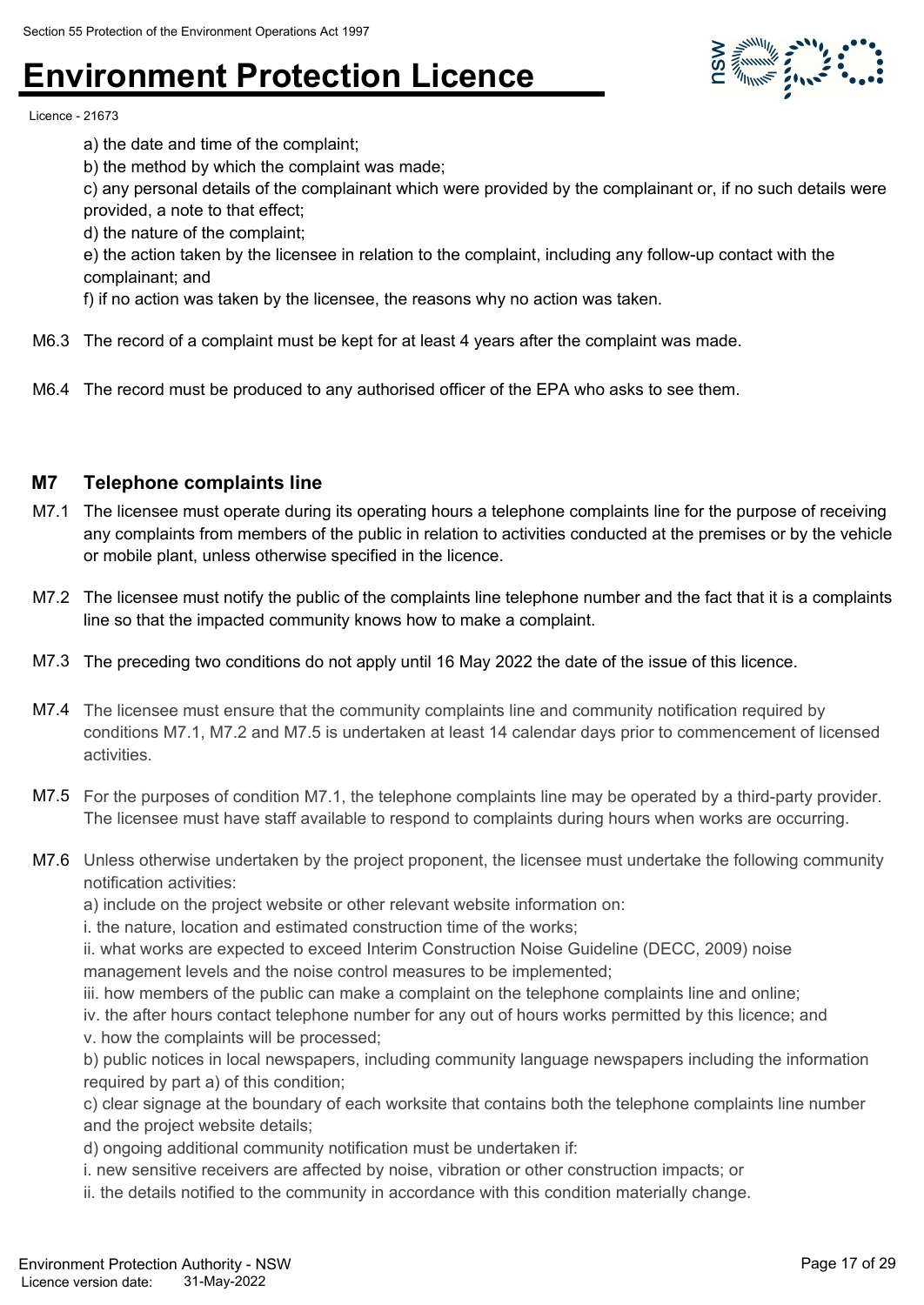a) the date and time of the complaint;

b) the method by which the complaint was made;

c) any personal details of the complainant which were provided by the complainant or, if no such details were provided, a note to that effect;

d) the nature of the complaint;

e) the action taken by the licensee in relation to the complaint, including any follow-up contact with the complainant; and

f) if no action was taken by the licensee, the reasons why no action was taken.

M6.3 The record of a complaint must be kept for at least 4 years after the complaint was made.

M6.4 The record must be produced to any authorised officer of the EPA who asks to see them.

## M7 Telephone complaints line

M7.1 The licensee must operate during its operating hours a telephone complaints line for the purpose of receiving any complaints from members of the public in relation to activities conducted at the premises or by the vehicle or mobile plant, unless otherwise specified in the licence.

M7.2 The licensee must notify the public of the complaints line telephone number and the fact that it is a complaints line so that the impacted community knows how to make a complaint.

M7.3 The preceding two conditions do not apply until 16 May 2022 the date of the issue of this licence.

M7.4 The licensee must ensure that the community complaints line and community notification required by conditions M7.1, M7.2 and M7.5 is undertaken at least 14 calendar days prior to commencement of licensed activities.

M7.5 For the purposes of condition M7.1, the telephone complaints line may be operated by a third-party provider. The licensee must have staff available to respond to complaints during hours when works are occurring.

M7.6 Unless otherwise undertaken by the project proponent, the licensee must undertake the following community notification activities:

a) include on the project website or other relevant website information on:

i. the nature, location and estimated construction time of the works;

ii. what works are expected to exceed Interim Construction Noise Guideline (DECC, 2009) noise management levels and the noise control measures to be implemented;

iii. how members of the public can make a complaint on the telephone complaints line and online;

iv. the after hours contact telephone number for any out of hours works permitted by this licence; and

v. how the complaints will be processed;

b) public notices in local newspapers, including community language newspapers including the information required by part a) of this condition;

c) clear signage at the boundary of each worksite that contains both the telephone complaints line number and the project website details;

d) ongoing additional community notification must be undertaken if:

i. new sensitive receivers are affected by noise, vibration or other construction impacts; or

ii. the details notified to the community in accordance with this condition materially change.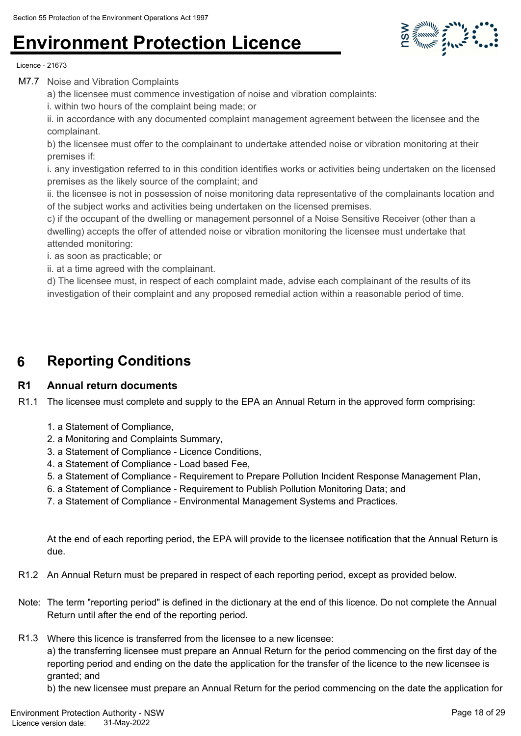M7.7 Noise and Vibration Complaints

a) the licensee must commence investigation of noise and vibration complaints:

i. within two hours of the complaint being made; or

ii. in accordance with any documented complaint management agreement between the licensee and the complainant.

b) the licensee must offer to the complainant to undertake attended noise or vibration monitoring at their premises if:

i. any investigation referred to in this condition identifies works or activities being undertaken on the licensed premises as the likely source of the complaint; and

ii. the licensee is not in possession of noise monitoring data representative of the complainants location and of the subject works and activities being undertaken on the licensed premises.

c) if the occupant of the dwelling or management personnel of a Noise Sensitive Receiver (other than a dwelling) accepts the offer of attended noise or vibration monitoring the licensee must undertake that attended monitoring:

i. as soon as practicable; or

ii. at a time agreed with the complainant.

d) The licensee must, in respect of each complaint made, advise each complainant of the results of its investigation of their complaint and any proposed remedial action within a reasonable period of time.

# 6 Reporting Conditions

## R1 Annual return documents

R1.1 The licensee must complete and supply to the EPA an Annual Return in the approved form comprising:

1. a Statement of Compliance,
2. a Monitoring and Complaints Summary,
3. a Statement of Compliance - Licence Conditions,
4. a Statement of Compliance - Load based Fee,
5. a Statement of Compliance - Requirement to Prepare Pollution Incident Response Management Plan,
6. a Statement of Compliance - Requirement to Publish Pollution Monitoring Data; and
7. a Statement of Compliance - Environmental Management Systems and Practices.

At the end of each reporting period, the EPA will provide to the licensee notification that the Annual Return is due.

R1.2 An Annual Return must be prepared in respect of each reporting period, except as provided below.

Note: The term "reporting period" is defined in the dictionary at the end of this licence. Do not complete the Annual Return until after the end of the reporting period.

R1.3 Where this licence is transferred from the licensee to a new licensee:

a) the transferring licensee must prepare an Annual Return for the period commencing on the first day of the reporting period and ending on the date the application for the transfer of the licence to the new licensee is granted; and

b) the new licensee must prepare an Annual Return for the period commencing on the date the application for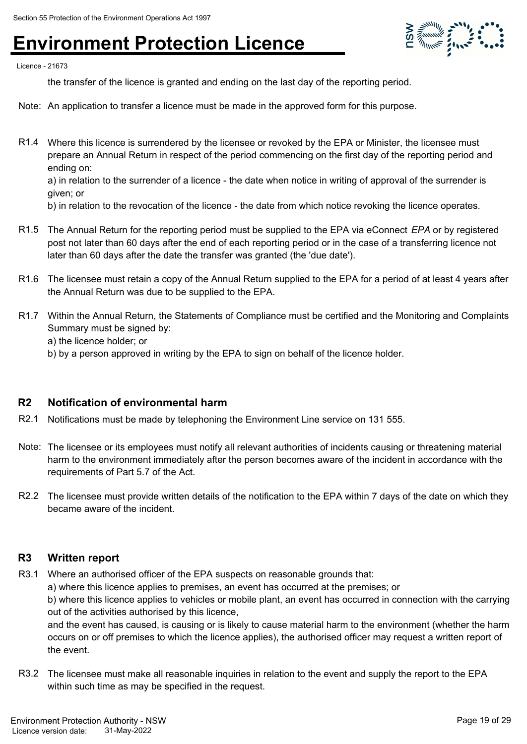the transfer of the licence is granted and ending on the last day of the reporting period.

Note: An application to transfer a licence must be made in the approved form for this purpose.

R1.4 Where this licence is surrendered by the licensee or revoked by the EPA or Minister, the licensee must prepare an Annual Return in respect of the period commencing on the first day of the reporting period and ending on:
a) in relation to the surrender of a licence - the date when notice in writing of approval of the surrender is given; or
b) in relation to the revocation of the licence - the date from which notice revoking the licence operates.

R1.5 The Annual Return for the reporting period must be supplied to the EPA via eConnect *EPA* or by registered post not later than 60 days after the end of each reporting period or in the case of a transferring licence not later than 60 days after the date the transfer was granted (the 'due date').

R1.6 The licensee must retain a copy of the Annual Return supplied to the EPA for a period of at least 4 years after the Annual Return was due to be supplied to the EPA.

R1.7 Within the Annual Return, the Statements of Compliance must be certified and the Monitoring and Complaints Summary must be signed by:
a) the licence holder; or
b) by a person approved in writing by the EPA to sign on behalf of the licence holder.

## R2 Notification of environmental harm

R2.1 Notifications must be made by telephoning the Environment Line service on 131 555.

Note: The licensee or its employees must notify all relevant authorities of incidents causing or threatening material harm to the environment immediately after the person becomes aware of the incident in accordance with the requirements of Part 5.7 of the Act.

R2.2 The licensee must provide written details of the notification to the EPA within 7 days of the date on which they became aware of the incident.

## R3 Written report

R3.1 Where an authorised officer of the EPA suspects on reasonable grounds that:
a) where this licence applies to premises, an event has occurred at the premises; or
b) where this licence applies to vehicles or mobile plant, an event has occurred in connection with the carrying out of the activities authorised by this licence,
and the event has caused, is causing or is likely to cause material harm to the environment (whether the harm occurs on or off premises to which the licence applies), the authorised officer may request a written report of the event.

R3.2 The licensee must make all reasonable inquiries in relation to the event and supply the report to the EPA within such time as may be specified in the request.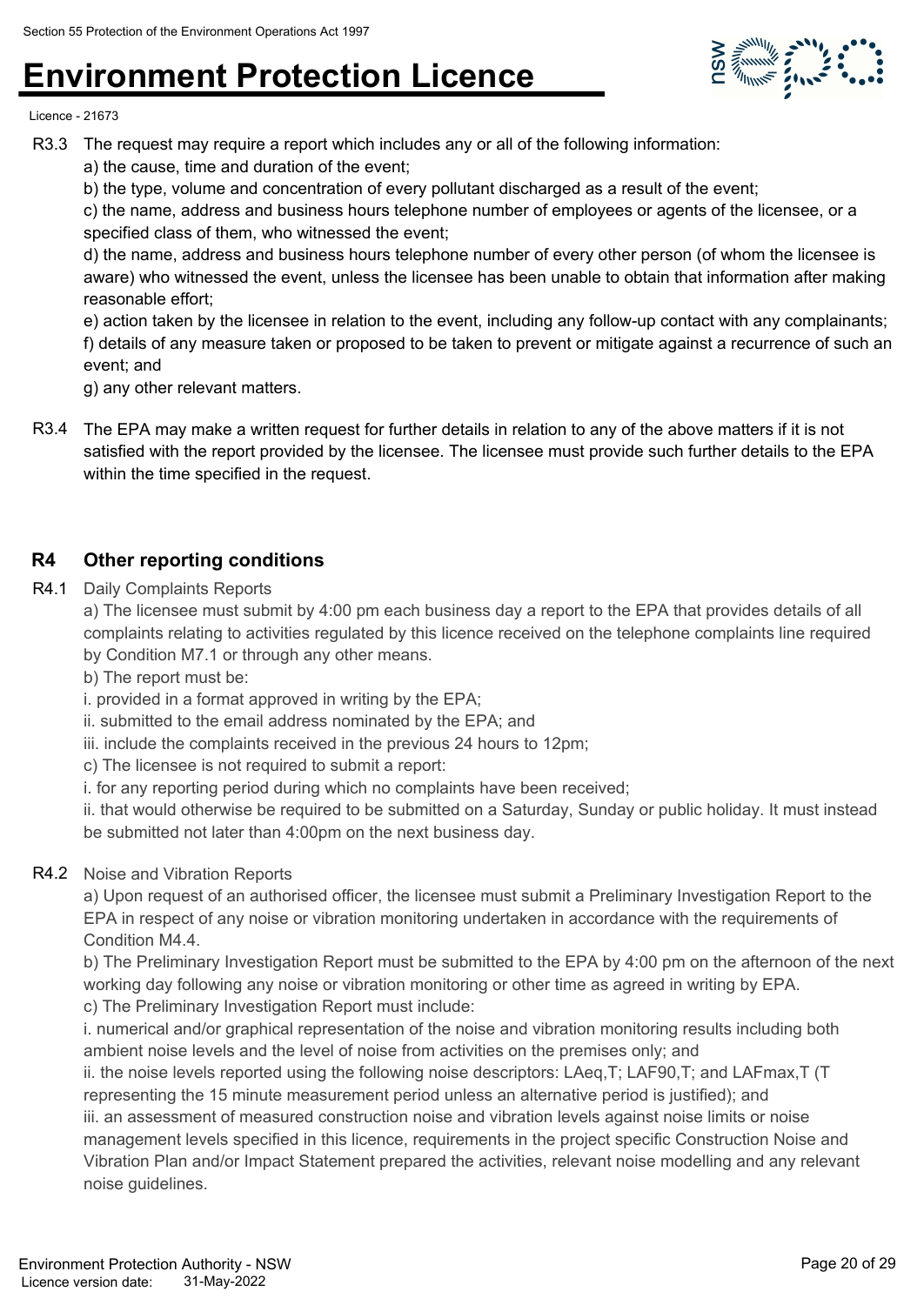R3.3 The request may require a report which includes any or all of the following information:

a) the cause, time and duration of the event;

b) the type, volume and concentration of every pollutant discharged as a result of the event;

c) the name, address and business hours telephone number of employees or agents of the licensee, or a specified class of them, who witnessed the event;

d) the name, address and business hours telephone number of every other person (of whom the licensee is aware) who witnessed the event, unless the licensee has been unable to obtain that information after making reasonable effort;

e) action taken by the licensee in relation to the event, including any follow-up contact with any complainants;

f) details of any measure taken or proposed to be taken to prevent or mitigate against a recurrence of such an event; and

g) any other relevant matters.

R3.4 The EPA may make a written request for further details in relation to any of the above matters if it is not satisfied with the report provided by the licensee. The licensee must provide such further details to the EPA within the time specified in the request.

## R4 Other reporting conditions

R4.1 Daily Complaints Reports

a) The licensee must submit by 4:00 pm each business day a report to the EPA that provides details of all complaints relating to activities regulated by this licence received on the telephone complaints line required by Condition M7.1 or through any other means.

b) The report must be:

i. provided in a format approved in writing by the EPA;

ii. submitted to the email address nominated by the EPA; and

iii. include the complaints received in the previous 24 hours to 12pm;

c) The licensee is not required to submit a report:

i. for any reporting period during which no complaints have been received;

ii. that would otherwise be required to be submitted on a Saturday, Sunday or public holiday. It must instead be submitted not later than 4:00pm on the next business day.

R4.2 Noise and Vibration Reports

a) Upon request of an authorised officer, the licensee must submit a Preliminary Investigation Report to the EPA in respect of any noise or vibration monitoring undertaken in accordance with the requirements of Condition M4.4.

b) The Preliminary Investigation Report must be submitted to the EPA by 4:00 pm on the afternoon of the next working day following any noise or vibration monitoring or other time as agreed in writing by EPA.

c) The Preliminary Investigation Report must include:

i. numerical and/or graphical representation of the noise and vibration monitoring results including both ambient noise levels and the level of noise from activities on the premises only; and

ii. the noise levels reported using the following noise descriptors: LAeq,T; LAF90,T; and LAFmax,T (T representing the 15 minute measurement period unless an alternative period is justified); and

iii. an assessment of measured construction noise and vibration levels against noise limits or noise management levels specified in this licence, requirements in the project specific Construction Noise and Vibration Plan and/or Impact Statement prepared the activities, relevant noise modelling and any relevant noise guidelines.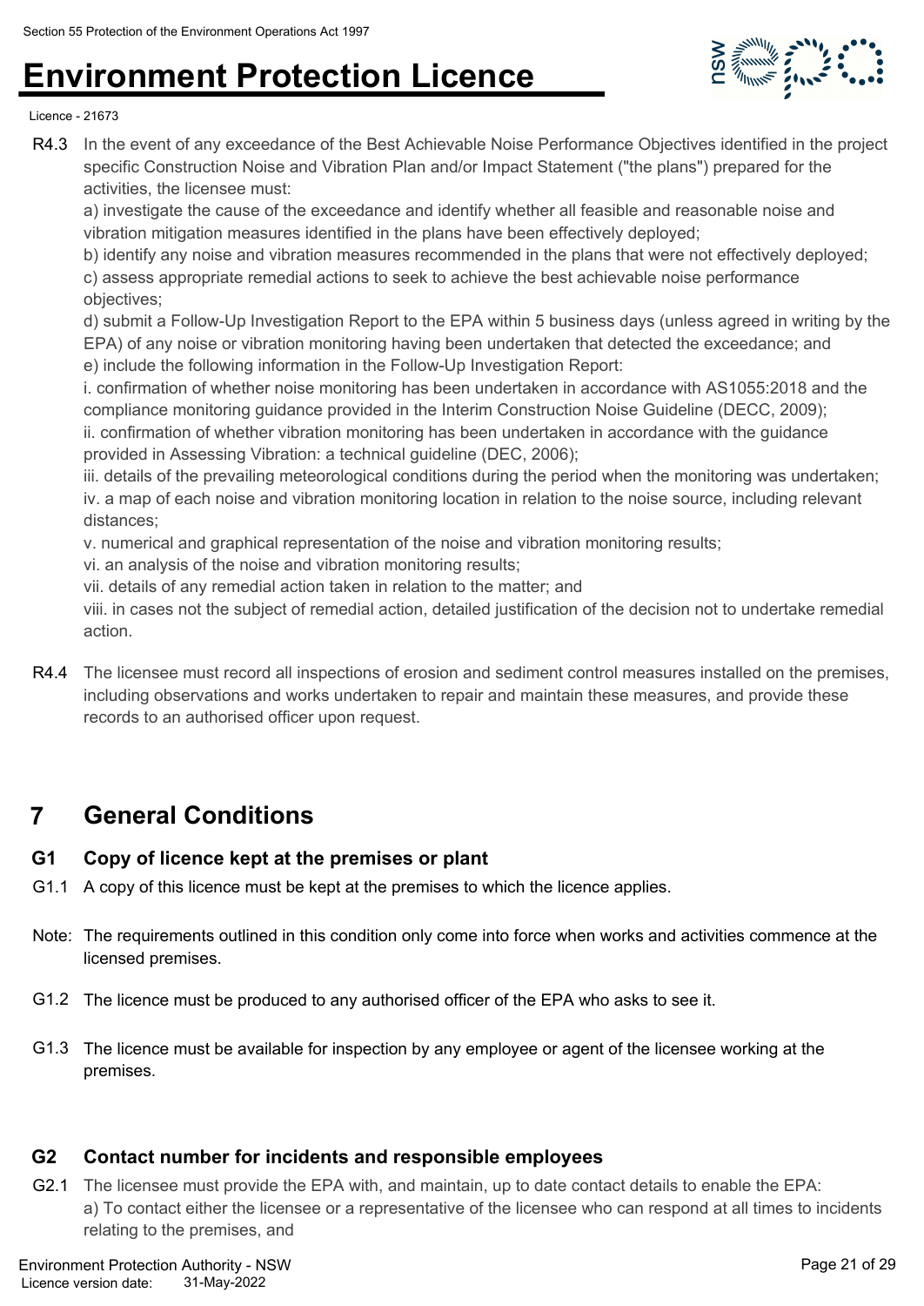R4.3 In the event of any exceedance of the Best Achievable Noise Performance Objectives identified in the project specific Construction Noise and Vibration Plan and/or Impact Statement ("the plans") prepared for the activities, the licensee must:

a) investigate the cause of the exceedance and identify whether all feasible and reasonable noise and vibration mitigation measures identified in the plans have been effectively deployed;

b) identify any noise and vibration measures recommended in the plans that were not effectively deployed;

c) assess appropriate remedial actions to seek to achieve the best achievable noise performance objectives;

d) submit a Follow-Up Investigation Report to the EPA within 5 business days (unless agreed in writing by the EPA) of any noise or vibration monitoring having been undertaken that detected the exceedance; and

e) include the following information in the Follow-Up Investigation Report:

i. confirmation of whether noise monitoring has been undertaken in accordance with AS1055:2018 and the compliance monitoring guidance provided in the Interim Construction Noise Guideline (DECC, 2009);

ii. confirmation of whether vibration monitoring has been undertaken in accordance with the guidance provided in Assessing Vibration: a technical guideline (DEC, 2006);

iii. details of the prevailing meteorological conditions during the period when the monitoring was undertaken;

iv. a map of each noise and vibration monitoring location in relation to the noise source, including relevant distances;

v. numerical and graphical representation of the noise and vibration monitoring results;

vi. an analysis of the noise and vibration monitoring results;

vii. details of any remedial action taken in relation to the matter; and

viii. in cases not the subject of remedial action, detailed justification of the decision not to undertake remedial action.

R4.4 The licensee must record all inspections of erosion and sediment control measures installed on the premises, including observations and works undertaken to repair and maintain these measures, and provide these records to an authorised officer upon request.

# 7 General Conditions

## G1 Copy of licence kept at the premises or plant

G1.1 A copy of this licence must be kept at the premises to which the licence applies.

Note: The requirements outlined in this condition only come into force when works and activities commence at the licensed premises.

G1.2 The licence must be produced to any authorised officer of the EPA who asks to see it.

G1.3 The licence must be available for inspection by any employee or agent of the licensee working at the premises.

## G2 Contact number for incidents and responsible employees

G2.1 The licensee must provide the EPA with, and maintain, up to date contact details to enable the EPA:

a) To contact either the licensee or a representative of the licensee who can respond at all times to incidents relating to the premises, and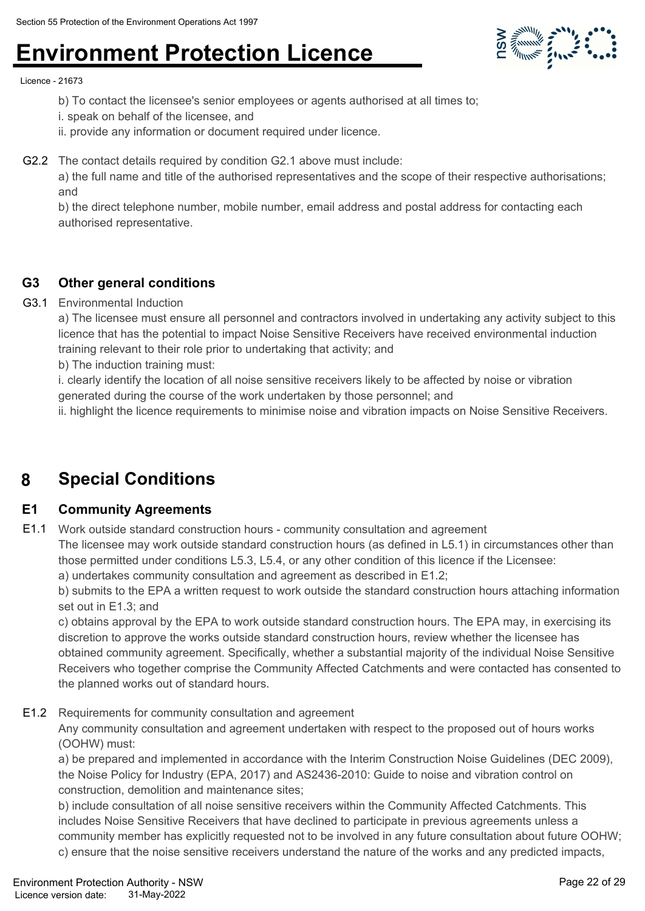b) To contact the licensee's senior employees or agents authorised at all times to;
i. speak on behalf of the licensee, and
ii. provide any information or document required under licence.

G2.2 The contact details required by condition G2.1 above must include:
a) the full name and title of the authorised representatives and the scope of their respective authorisations; and
b) the direct telephone number, mobile number, email address and postal address for contacting each authorised representative.

### G3 Other general conditions

G3.1 Environmental Induction
a) The licensee must ensure all personnel and contractors involved in undertaking any activity subject to this licence that has the potential to impact Noise Sensitive Receivers have received environmental induction training relevant to their role prior to undertaking that activity; and
b) The induction training must:
i. clearly identify the location of all noise sensitive receivers likely to be affected by noise or vibration generated during the course of the work undertaken by those personnel; and
ii. highlight the licence requirements to minimise noise and vibration impacts on Noise Sensitive Receivers.

## 8 Special Conditions

### E1 Community Agreements

E1.1 Work outside standard construction hours - community consultation and agreement
The licensee may work outside standard construction hours (as defined in L5.1) in circumstances other than those permitted under conditions L5.3, L5.4, or any other condition of this licence if the Licensee:
a) undertakes community consultation and agreement as described in E1.2;
b) submits to the EPA a written request to work outside the standard construction hours attaching information set out in E1.3; and
c) obtains approval by the EPA to work outside standard construction hours. The EPA may, in exercising its discretion to approve the works outside standard construction hours, review whether the licensee has obtained community agreement. Specifically, whether a substantial majority of the individual Noise Sensitive Receivers who together comprise the Community Affected Catchments and were contacted has consented to the planned works out of standard hours.

E1.2 Requirements for community consultation and agreement
Any community consultation and agreement undertaken with respect to the proposed out of hours works (OOHW) must:
a) be prepared and implemented in accordance with the Interim Construction Noise Guidelines (DEC 2009), the Noise Policy for Industry (EPA, 2017) and AS2436-2010: Guide to noise and vibration control on construction, demolition and maintenance sites;
b) include consultation of all noise sensitive receivers within the Community Affected Catchments. This includes Noise Sensitive Receivers that have declined to participate in previous agreements unless a community member has explicitly requested not to be involved in any future consultation about future OOHW;
c) ensure that the noise sensitive receivers understand the nature of the works and any predicted impacts,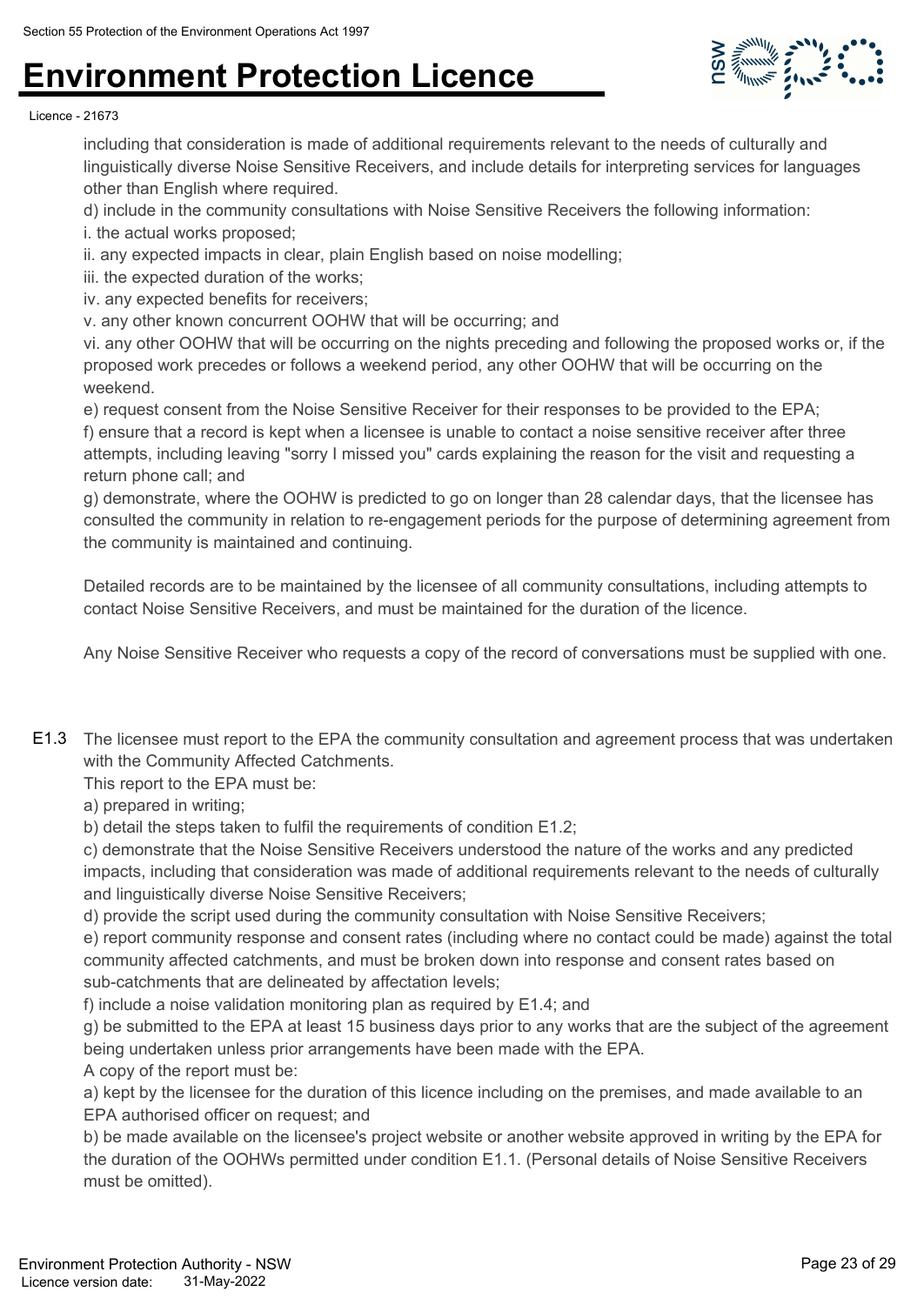including that consideration is made of additional requirements relevant to the needs of culturally and linguistically diverse Noise Sensitive Receivers, and include details for interpreting services for languages other than English where required.

d) include in the community consultations with Noise Sensitive Receivers the following information:

i. the actual works proposed;

ii. any expected impacts in clear, plain English based on noise modelling;

iii. the expected duration of the works;

iv. any expected benefits for receivers;

v. any other known concurrent OOHW that will be occurring; and

vi. any other OOHW that will be occurring on the nights preceding and following the proposed works or, if the proposed work precedes or follows a weekend period, any other OOHW that will be occurring on the weekend.

e) request consent from the Noise Sensitive Receiver for their responses to be provided to the EPA;

f) ensure that a record is kept when a licensee is unable to contact a noise sensitive receiver after three attempts, including leaving "sorry I missed you" cards explaining the reason for the visit and requesting a return phone call; and

g) demonstrate, where the OOHW is predicted to go on longer than 28 calendar days, that the licensee has consulted the community in relation to re-engagement periods for the purpose of determining agreement from the community is maintained and continuing.

Detailed records are to be maintained by the licensee of all community consultations, including attempts to contact Noise Sensitive Receivers, and must be maintained for the duration of the licence.

Any Noise Sensitive Receiver who requests a copy of the record of conversations must be supplied with one.

E1.3 The licensee must report to the EPA the community consultation and agreement process that was undertaken with the Community Affected Catchments.

This report to the EPA must be:

a) prepared in writing;

b) detail the steps taken to fulfil the requirements of condition E1.2;

c) demonstrate that the Noise Sensitive Receivers understood the nature of the works and any predicted impacts, including that consideration was made of additional requirements relevant to the needs of culturally and linguistically diverse Noise Sensitive Receivers;

d) provide the script used during the community consultation with Noise Sensitive Receivers;

e) report community response and consent rates (including where no contact could be made) against the total community affected catchments, and must be broken down into response and consent rates based on sub-catchments that are delineated by affectation levels;

f) include a noise validation monitoring plan as required by E1.4; and

g) be submitted to the EPA at least 15 business days prior to any works that are the subject of the agreement being undertaken unless prior arrangements have been made with the EPA.

A copy of the report must be:

a) kept by the licensee for the duration of this licence including on the premises, and made available to an EPA authorised officer on request; and

b) be made available on the licensee's project website or another website approved in writing by the EPA for the duration of the OOHWs permitted under condition E1.1. (Personal details of Noise Sensitive Receivers must be omitted).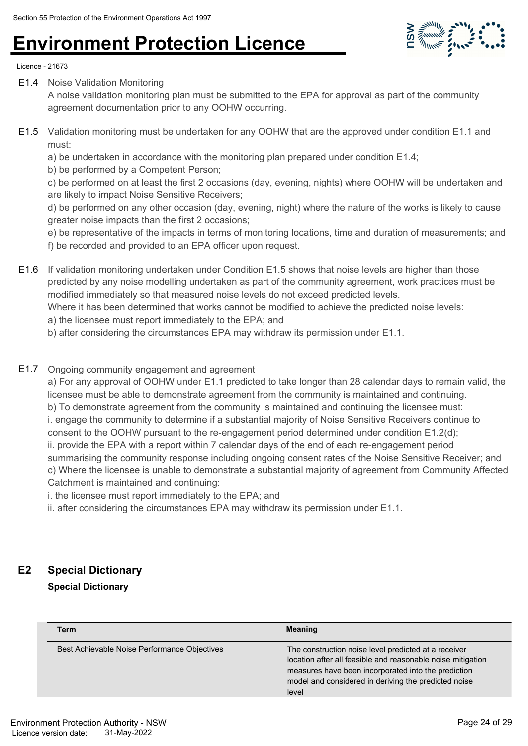E1.4 Noise Validation Monitoring

A noise validation monitoring plan must be submitted to the EPA for approval as part of the community agreement documentation prior to any OOHW occurring.

E1.5 Validation monitoring must be undertaken for any OOHW that are the approved under condition E1.1 and must:

a) be undertaken in accordance with the monitoring plan prepared under condition E1.4;
b) be performed by a Competent Person;
c) be performed on at least the first 2 occasions (day, evening, nights) where OOHW will be undertaken and are likely to impact Noise Sensitive Receivers;
d) be performed on any other occasion (day, evening, night) where the nature of the works is likely to cause greater noise impacts than the first 2 occasions;
e) be representative of the impacts in terms of monitoring locations, time and duration of measurements; and
f) be recorded and provided to an EPA officer upon request.

E1.6 If validation monitoring undertaken under Condition E1.5 shows that noise levels are higher than those predicted by any noise modelling undertaken as part of the community agreement, work practices must be modified immediately so that measured noise levels do not exceed predicted levels.

Where it has been determined that works cannot be modified to achieve the predicted noise levels:
a) the licensee must report immediately to the EPA; and
b) after considering the circumstances EPA may withdraw its permission under E1.1.

E1.7 Ongoing community engagement and agreement

a) For any approval of OOHW under E1.1 predicted to take longer than 28 calendar days to remain valid, the licensee must be able to demonstrate agreement from the community is maintained and continuing.
b) To demonstrate agreement from the community is maintained and continuing the licensee must:
i. engage the community to determine if a substantial majority of Noise Sensitive Receivers continue to consent to the OOHW pursuant to the re-engagement period determined under condition E1.2(d);
ii. provide the EPA with a report within 7 calendar days of the end of each re-engagement period summarising the community response including ongoing consent rates of the Noise Sensitive Receiver; and
c) Where the licensee is unable to demonstrate a substantial majority of agreement from Community Affected Catchment is maintained and continuing:
i. the licensee must report immediately to the EPA; and
ii. after considering the circumstances EPA may withdraw its permission under E1.1.

## E2 Special Dictionary

**Special Dictionary**

| Term | Meaning |
|---|---|
| Best Achievable Noise Performance Objectives | The construction noise level predicted at a receiver location after all feasible and reasonable noise mitigation measures have been incorporated into the prediction model and considered in deriving the predicted noise level |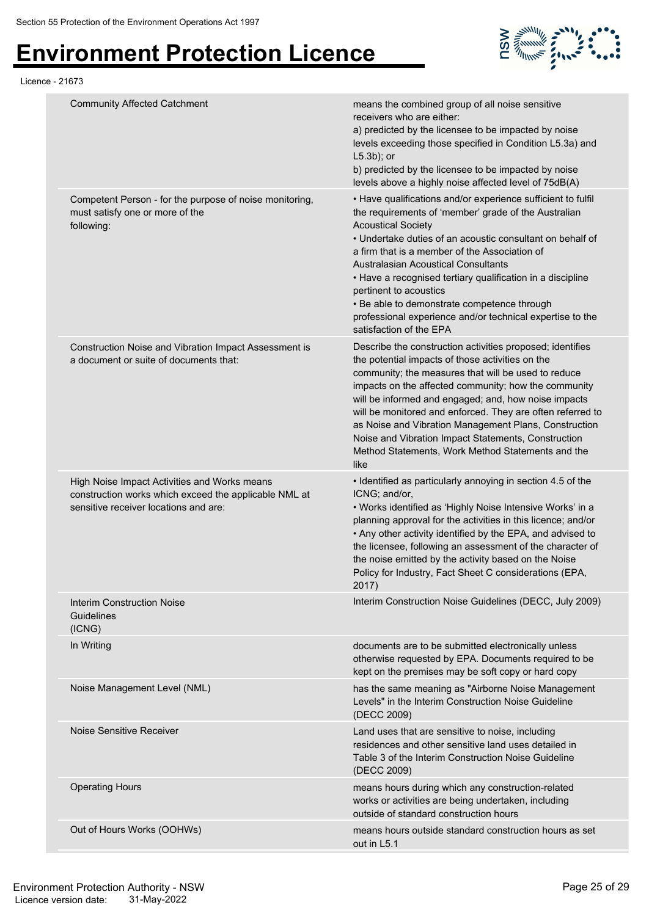| | |
|---|---|
| Community Affected Catchment | means the combined group of all noise sensitive receivers who are either:<br>a) predicted by the licensee to be impacted by noise levels exceeding those specified in Condition L5.3a) and L5.3b); or<br>b) predicted by the licensee to be impacted by noise levels above a highly noise affected level of 75dB(A) |
| Competent Person - for the purpose of noise monitoring, must satisfy one or more of the following: | • Have qualifications and/or experience sufficient to fulfil the requirements of 'member' grade of the Australian Acoustical Society<br>• Undertake duties of an acoustic consultant on behalf of a firm that is a member of the Association of Australasian Acoustical Consultants<br>• Have a recognised tertiary qualification in a discipline pertinent to acoustics<br>• Be able to demonstrate competence through professional experience and/or technical expertise to the satisfaction of the EPA |
| Construction Noise and Vibration Impact Assessment is a document or suite of documents that: | Describe the construction activities proposed; identifies the potential impacts of those activities on the community; the measures that will be used to reduce impacts on the affected community; how the community will be informed and engaged; and, how noise impacts will be monitored and enforced. They are often referred to as Noise and Vibration Management Plans, Construction Noise and Vibration Impact Statements, Construction Method Statements, Work Method Statements and the like |
| High Noise Impact Activities and Works means construction works which exceed the applicable NML at sensitive receiver locations and are: | • Identified as particularly annoying in section 4.5 of the ICNG; and/or,<br>• Works identified as 'Highly Noise Intensive Works' in a planning approval for the activities in this licence; and/or<br>• Any other activity identified by the EPA, and advised to the licensee, following an assessment of the character of the noise emitted by the activity based on the Noise Policy for Industry, Fact Sheet C considerations (EPA, 2017) |
| Interim Construction Noise Guidelines (ICNG) | Interim Construction Noise Guidelines (DECC, July 2009) |
| In Writing | documents are to be submitted electronically unless otherwise requested by EPA. Documents required to be kept on the premises may be soft copy or hard copy |
| Noise Management Level (NML) | has the same meaning as "Airborne Noise Management Levels" in the Interim Construction Noise Guideline (DECC 2009) |
| Noise Sensitive Receiver | Land uses that are sensitive to noise, including residences and other sensitive land uses detailed in Table 3 of the Interim Construction Noise Guideline (DECC 2009) |
| Operating Hours | means hours during which any construction-related works or activities are being undertaken, including outside of standard construction hours |
| Out of Hours Works (OOHWs) | means hours outside standard construction hours as set out in L5.1 |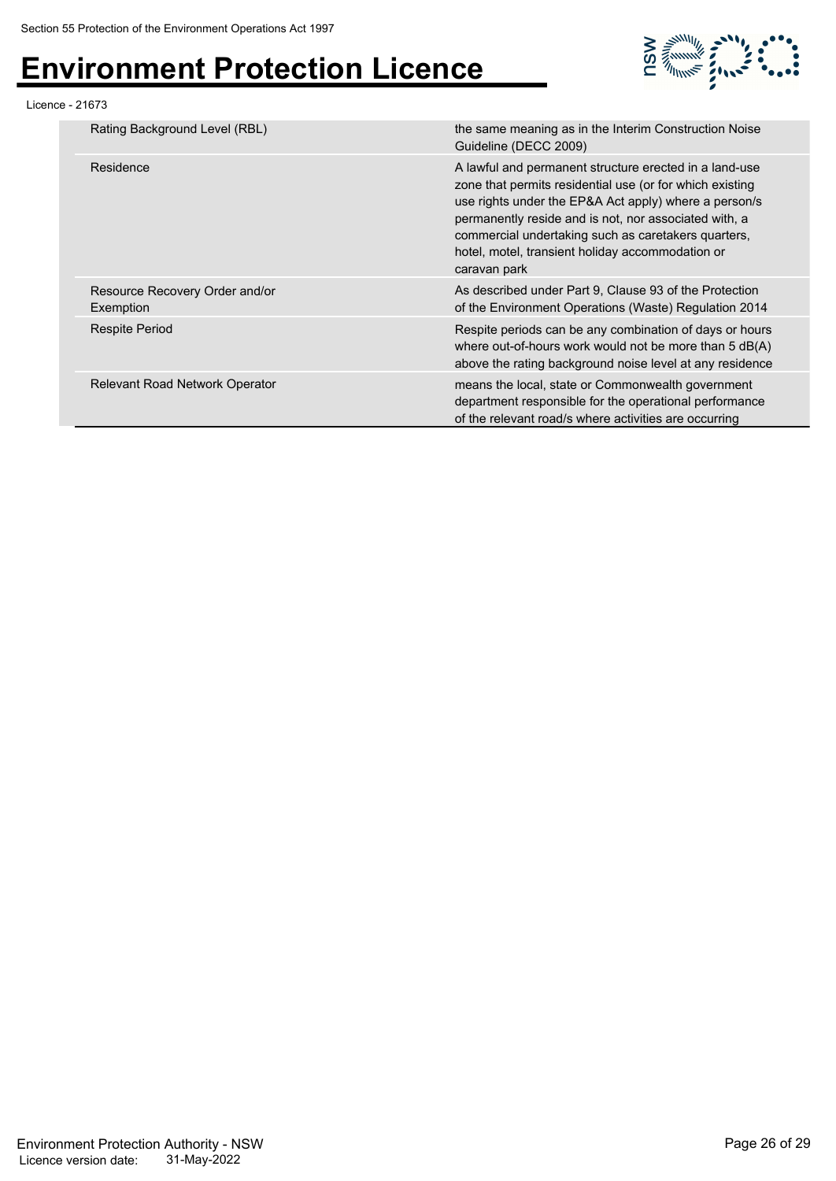| | |
|---|---|
| Rating Background Level (RBL) | the same meaning as in the Interim Construction Noise Guideline (DECC 2009) |
| Residence | A lawful and permanent structure erected in a land-use zone that permits residential use (or for which existing use rights under the EP&A Act apply) where a person/s permanently reside and is not, nor associated with, a commercial undertaking such as caretakers quarters, hotel, motel, transient holiday accommodation or caravan park |
| Resource Recovery Order and/or Exemption | As described under Part 9, Clause 93 of the Protection of the Environment Operations (Waste) Regulation 2014 |
| Respite Period | Respite periods can be any combination of days or hours where out-of-hours work would not be more than 5 dB(A) above the rating background noise level at any residence |
| Relevant Road Network Operator | means the local, state or Commonwealth government department responsible for the operational performance of the relevant road/s where activities are occurring |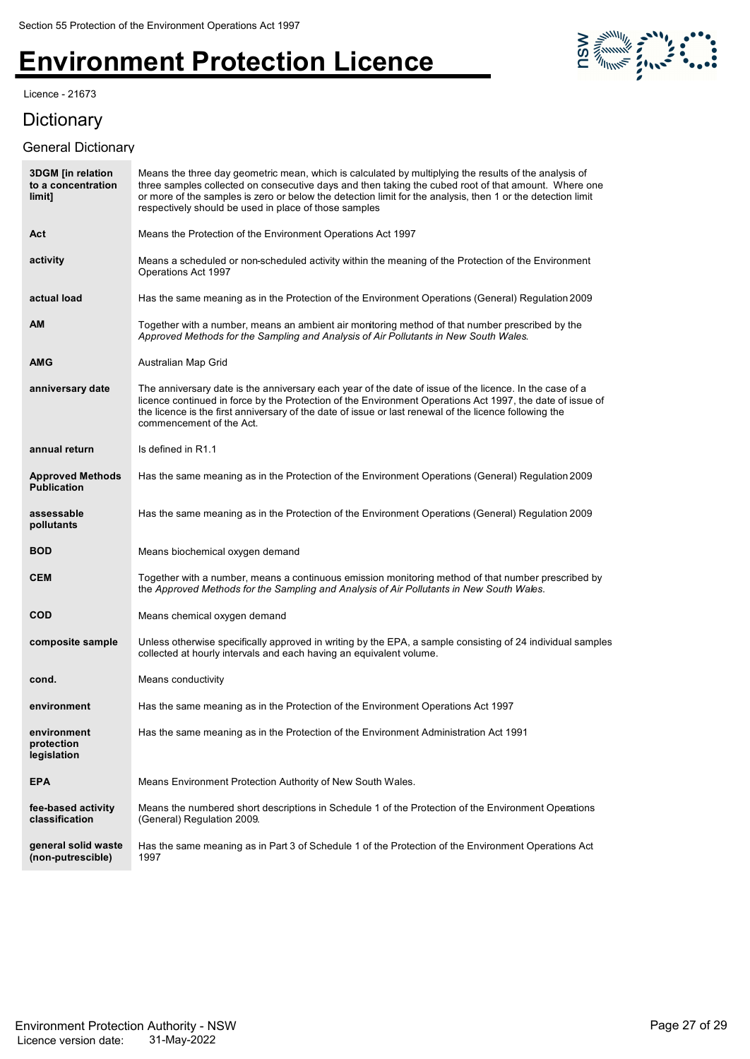Section 55 Protection of the Environment Operations Act 1997

# Environment Protection Licence

Licence - 21673

## Dictionary

### General Dictionary

| Term | Definition |
| --- | --- |
| **3DGM [in relation to a concentration limit]** | Means the three day geometric mean, which is calculated by multiplying the results of the analysis of three samples collected on consecutive days and then taking the cubed root of that amount. Where one or more of the samples is zero or below the detection limit for the analysis, then 1 or the detection limit respectively should be used in place of those samples |
| **Act** | Means the Protection of the Environment Operations Act 1997 |
| **activity** | Means a scheduled or non-scheduled activity within the meaning of the Protection of the Environment Operations Act 1997 |
| **actual load** | Has the same meaning as in the Protection of the Environment Operations (General) Regulation 2009 |
| **AM** | Together with a number, means an ambient air monitoring method of that number prescribed by the *Approved Methods for the Sampling and Analysis of Air Pollutants in New South Wales.* |
| **AMG** | Australian Map Grid |
| **anniversary date** | The anniversary date is the anniversary each year of the date of issue of the licence. In the case of a licence continued in force by the Protection of the Environment Operations Act 1997, the date of issue of the licence is the first anniversary of the date of issue or last renewal of the licence following the commencement of the Act. |
| **annual return** | Is defined in R1.1 |
| **Approved Methods Publication** | Has the same meaning as in the Protection of the Environment Operations (General) Regulation 2009 |
| **assessable pollutants** | Has the same meaning as in the Protection of the Environment Operations (General) Regulation 2009 |
| **BOD** | Means biochemical oxygen demand |
| **CEM** | Together with a number, means a continuous emission monitoring method of that number prescribed by the *Approved Methods for the Sampling and Analysis of Air Pollutants in New South Wales.* |
| **COD** | Means chemical oxygen demand |
| **composite sample** | Unless otherwise specifically approved in writing by the EPA, a sample consisting of 24 individual samples collected at hourly intervals and each having an equivalent volume. |
| **cond.** | Means conductivity |
| **environment** | Has the same meaning as in the Protection of the Environment Operations Act 1997 |
| **environment protection legislation** | Has the same meaning as in the Protection of the Environment Administration Act 1991 |
| **EPA** | Means Environment Protection Authority of New South Wales. |
| **fee-based activity classification** | Means the numbered short descriptions in Schedule 1 of the Protection of the Environment Operations (General) Regulation 2009. |
| **general solid waste (non-putrescible)** | Has the same meaning as in Part 3 of Schedule 1 of the Protection of the Environment Operations Act 1997 |

Environment Protection Authority - NSW
Licence version date: 31-May-2022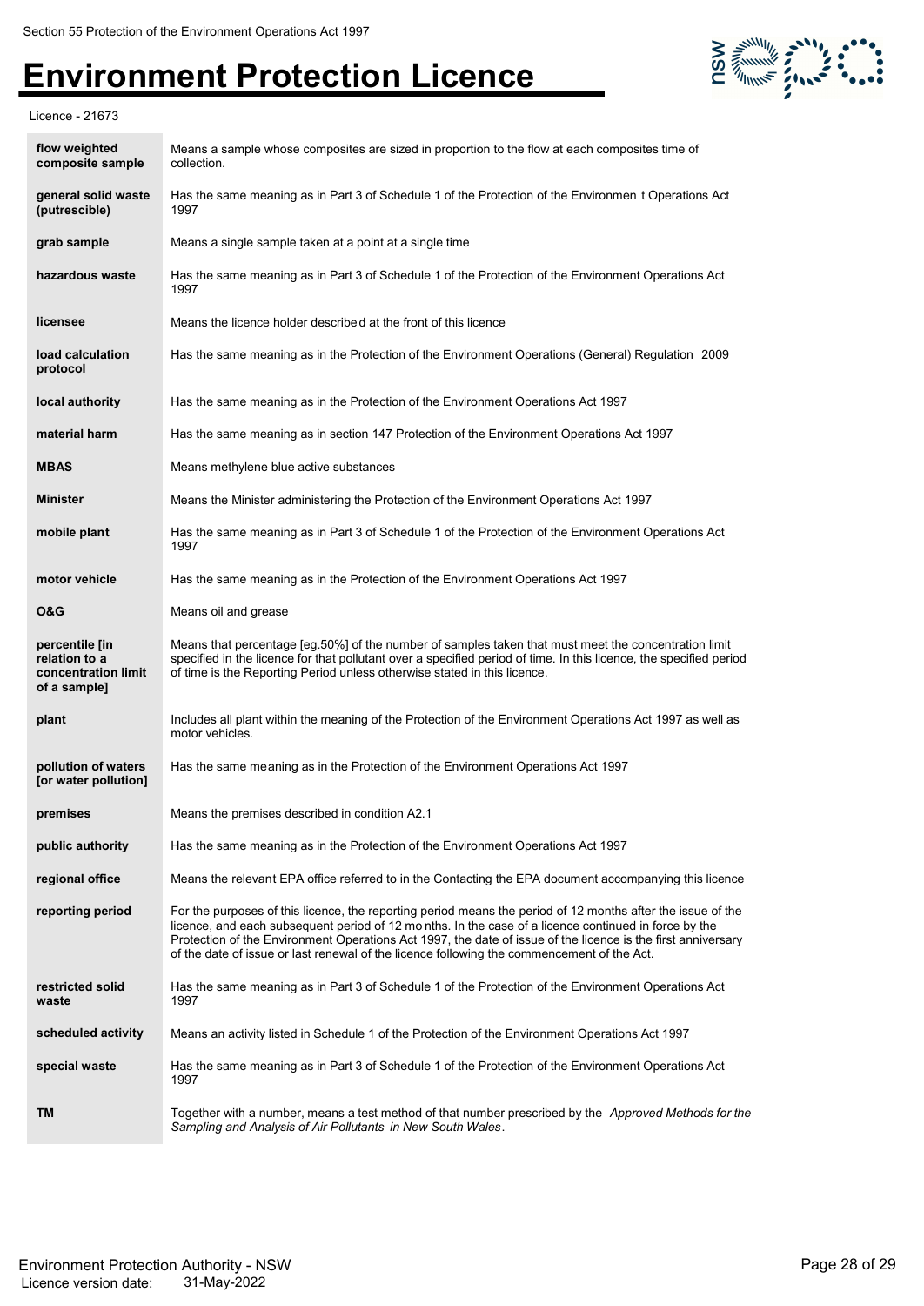| | |
|---|---|
| **flow weighted composite sample** | Means a sample whose composites are sized in proportion to the flow at each composites time of collection. |
| **general solid waste (putrescible)** | Has the same meaning as in Part 3 of Schedule 1 of the Protection of the Environmen t Operations Act 1997 |
| **grab sample** | Means a single sample taken at a point at a single time |
| **hazardous waste** | Has the same meaning as in Part 3 of Schedule 1 of the Protection of the Environment Operations Act 1997 |
| **licensee** | Means the licence holder describe d at the front of this licence |
| **load calculation protocol** | Has the same meaning as in the Protection of the Environment Operations (General) Regulation 2009 |
| **local authority** | Has the same meaning as in the Protection of the Environment Operations Act 1997 |
| **material harm** | Has the same meaning as in section 147 Protection of the Environment Operations Act 1997 |
| **MBAS** | Means methylene blue active substances |
| **Minister** | Means the Minister administering the Protection of the Environment Operations Act 1997 |
| **mobile plant** | Has the same meaning as in Part 3 of Schedule 1 of the Protection of the Environment Operations Act 1997 |
| **motor vehicle** | Has the same meaning as in the Protection of the Environment Operations Act 1997 |
| **O&G** | Means oil and grease |
| **percentile [in relation to a concentration limit of a sample]** | Means that percentage [eg.50%] of the number of samples taken that must meet the concentration limit specified in the licence for that pollutant over a specified period of time. In this licence, the specified period of time is the Reporting Period unless otherwise stated in this licence. |
| **plant** | Includes all plant within the meaning of the Protection of the Environment Operations Act 1997 as well as motor vehicles. |
| **pollution of waters [or water pollution]** | Has the same meaning as in the Protection of the Environment Operations Act 1997 |
| **premises** | Means the premises described in condition A2.1 |
| **public authority** | Has the same meaning as in the Protection of the Environment Operations Act 1997 |
| **regional office** | Means the relevant EPA office referred to in the Contacting the EPA document accompanying this licence |
| **reporting period** | For the purposes of this licence, the reporting period means the period of 12 months after the issue of the licence, and each subsequent period of 12 mo nths. In the case of a licence continued in force by the Protection of the Environment Operations Act 1997, the date of issue of the licence is the first anniversary of the date of issue or last renewal of the licence following the commencement of the Act. |
| **restricted solid waste** | Has the same meaning as in Part 3 of Schedule 1 of the Protection of the Environment Operations Act 1997 |
| **scheduled activity** | Means an activity listed in Schedule 1 of the Protection of the Environment Operations Act 1997 |
| **special waste** | Has the same meaning as in Part 3 of Schedule 1 of the Protection of the Environment Operations Act 1997 |
| **TM** | Together with a number, means a test method of that number prescribed by the *Approved Methods for the Sampling and Analysis of Air Pollutants in New South Wales*. |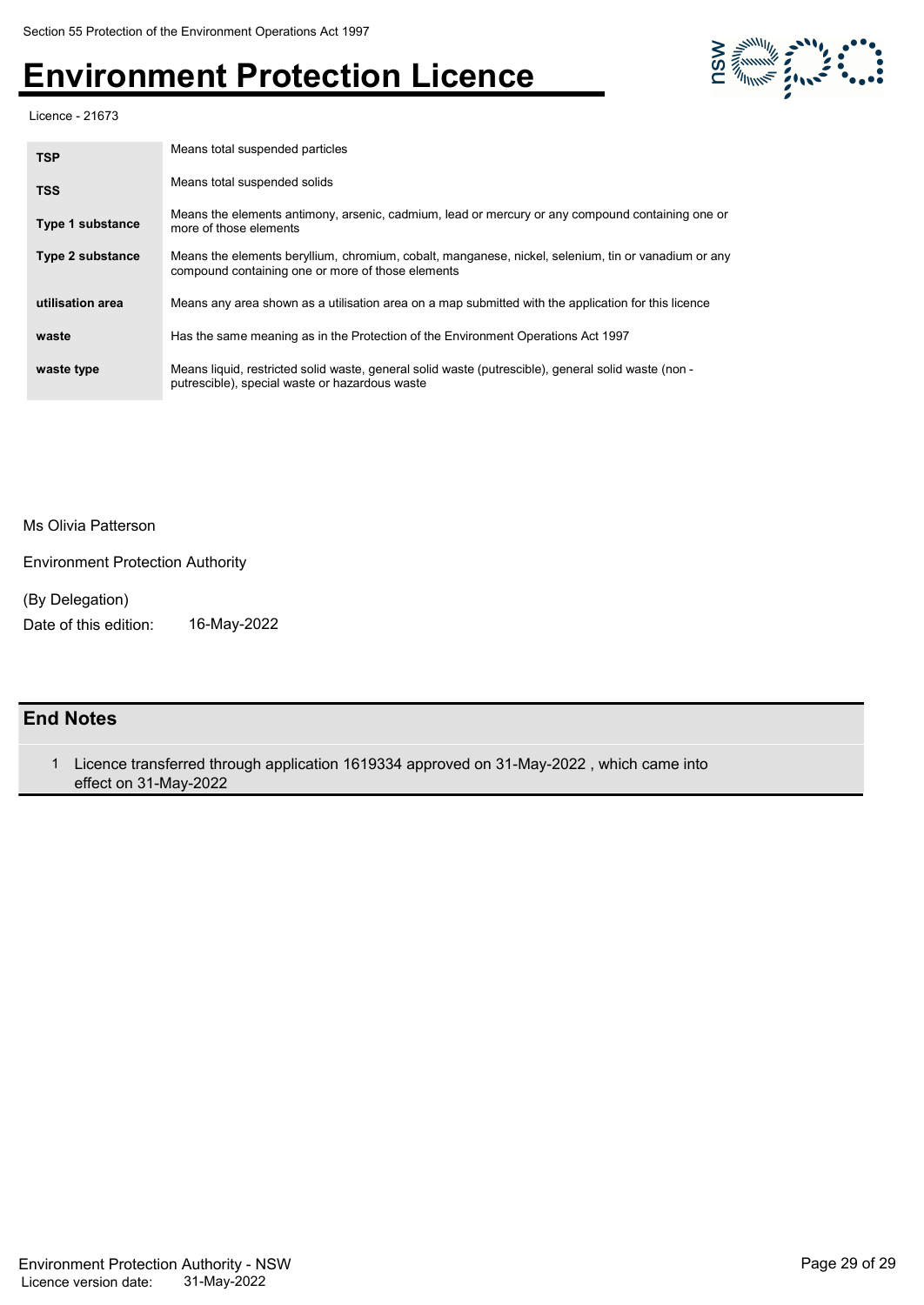| | |
|---|---|
| **TSP** | Means total suspended particles |
| **TSS** | Means total suspended solids |
| **Type 1 substance** | Means the elements antimony, arsenic, cadmium, lead or mercury or any compound containing one or more of those elements |
| **Type 2 substance** | Means the elements beryllium, chromium, cobalt, manganese, nickel, selenium, tin or vanadium or any compound containing one or more of those elements |
| **utilisation area** | Means any area shown as a utilisation area on a map submitted with the application for this licence |
| **waste** | Has the same meaning as in the Protection of the Environment Operations Act 1997 |
| **waste type** | Means liquid, restricted solid waste, general solid waste (putrescible), general solid waste (non - putrescible), special waste or hazardous waste |

Ms Olivia Patterson

Environment Protection Authority

(By Delegation)

Date of this edition: 16-May-2022

## End Notes

1. Licence transferred through application 1619334 approved on 31-May-2022 , which came into effect on 31-May-2022